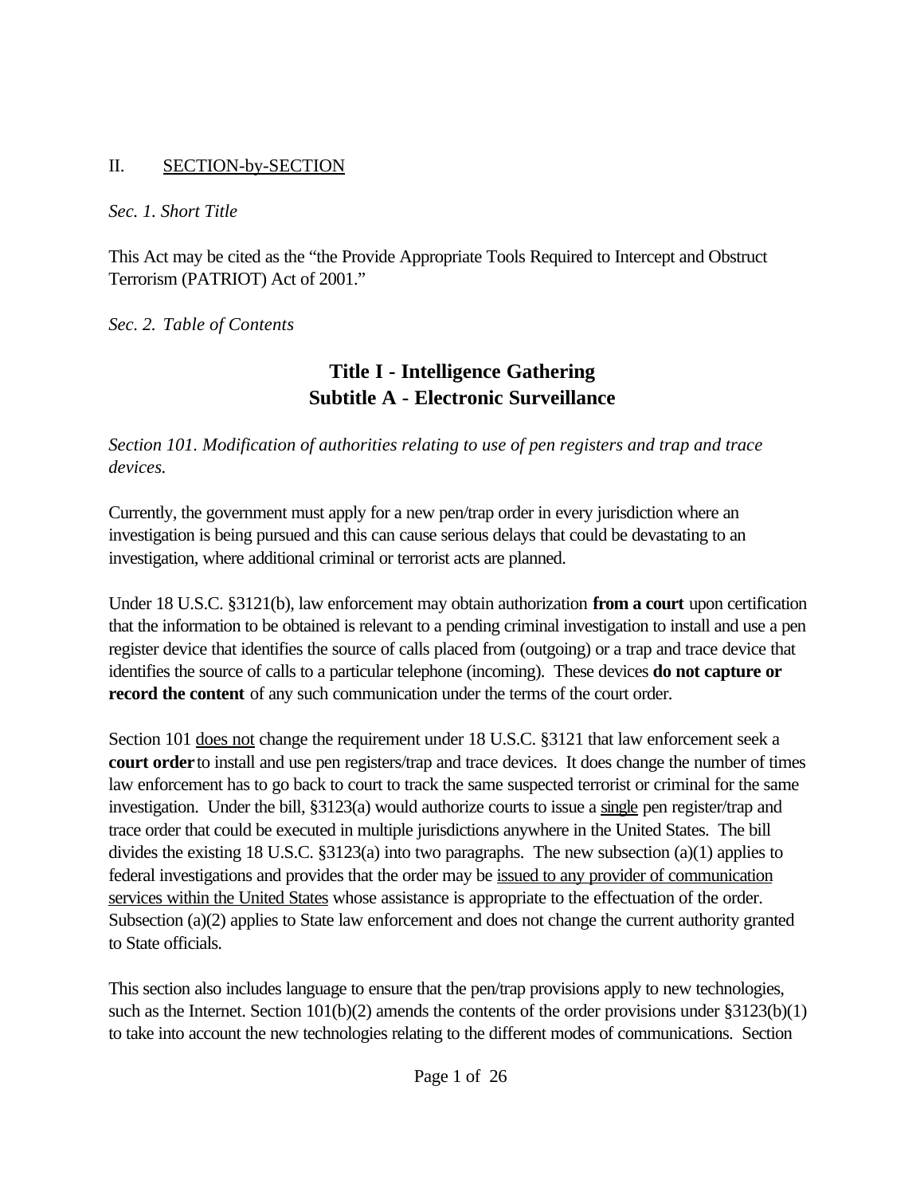## II. <u>SECTION-by-SECTION</u>

*Sec. 1. Short Title*

This Act may be cited as the "the Provide Appropriate Tools Required to Intercept and Obstruct Terrorism (PATRIOT) Act of 2001."

*Sec. 2. Table of Contents*

# Title I - Intelligence Gathering
## Subtitle A - Electronic Surveillance

*Section 101. Modification of authorities relating to use of pen registers and trap and trace devices.*

Currently, the government must apply for a new pen/trap order in every jurisdiction where an investigation is being pursued and this can cause serious delays that could be devastating to an investigation, where additional criminal or terrorist acts are planned.

Under 18 U.S.C. §3121(b), law enforcement may obtain authorization **from a court** upon certification that the information to be obtained is relevant to a pending criminal investigation to install and use a pen register device that identifies the source of calls placed from (outgoing) or a trap and trace device that identifies the source of calls to a particular telephone (incoming). These devices **do not capture or record the content** of any such communication under the terms of the court order.

Section 101 <u>does not</u> change the requirement under 18 U.S.C. §3121 that law enforcement seek a **court order** to install and use pen registers/trap and trace devices. It does change the number of times law enforcement has to go back to court to track the same suspected terrorist or criminal for the same investigation. Under the bill, §3123(a) would authorize courts to issue a <u>single</u> pen register/trap and trace order that could be executed in multiple jurisdictions anywhere in the United States. The bill divides the existing 18 U.S.C. §3123(a) into two paragraphs. The new subsection (a)(1) applies to federal investigations and provides that the order may be <u>issued to any provider of communication services within the United States</u> whose assistance is appropriate to the effectuation of the order. Subsection (a)(2) applies to State law enforcement and does not change the current authority granted to State officials.

This section also includes language to ensure that the pen/trap provisions apply to new technologies, such as the Internet. Section 101(b)(2) amends the contents of the order provisions under §3123(b)(1) to take into account the new technologies relating to the different modes of communications. Section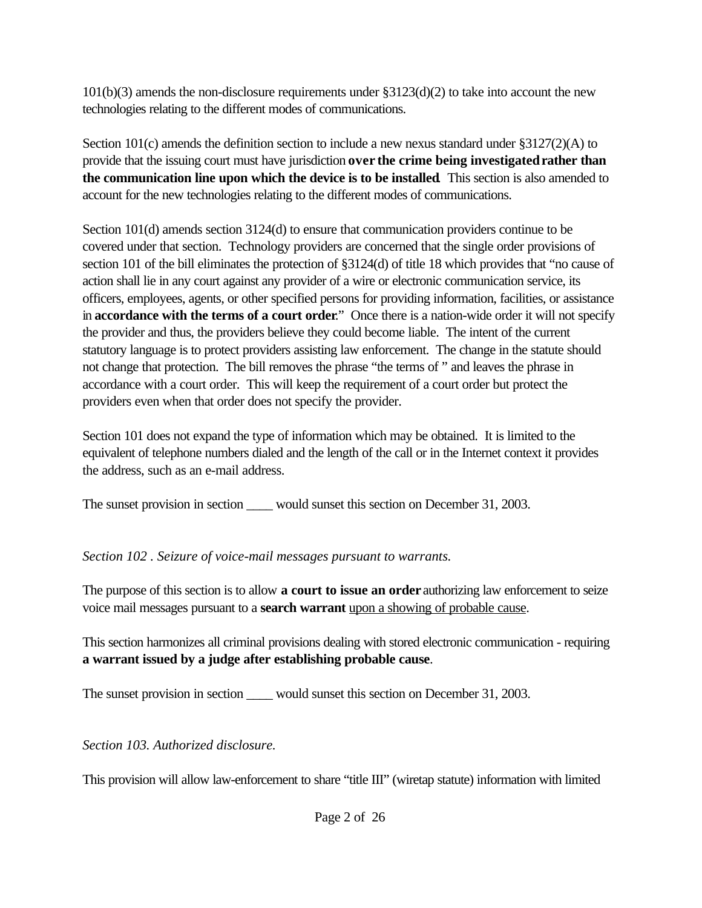101(b)(3) amends the non-disclosure requirements under §3123(d)(2) to take into account the new technologies relating to the different modes of communications.

Section 101(c) amends the definition section to include a new nexus standard under §3127(2)(A) to provide that the issuing court must have jurisdiction **over the crime being investigated rather than the communication line upon which the device is to be installed**. This section is also amended to account for the new technologies relating to the different modes of communications.

Section 101(d) amends section 3124(d) to ensure that communication providers continue to be covered under that section. Technology providers are concerned that the single order provisions of section 101 of the bill eliminates the protection of §3124(d) of title 18 which provides that "no cause of action shall lie in any court against any provider of a wire or electronic communication service, its officers, employees, agents, or other specified persons for providing information, facilities, or assistance in **accordance with the terms of a court order**." Once there is a nation-wide order it will not specify the provider and thus, the providers believe they could become liable. The intent of the current statutory language is to protect providers assisting law enforcement. The change in the statute should not change that protection. The bill removes the phrase "the terms of " and leaves the phrase in accordance with a court order. This will keep the requirement of a court order but protect the providers even when that order does not specify the provider.

Section 101 does not expand the type of information which may be obtained. It is limited to the equivalent of telephone numbers dialed and the length of the call or in the Internet context it provides the address, such as an e-mail address.

The sunset provision in section ____ would sunset this section on December 31, 2003.

*Section 102 . Seizure of voice-mail messages pursuant to warrants.*

The purpose of this section is to allow **a court to issue an order** authorizing law enforcement to seize voice mail messages pursuant to a **search warrant** <u>upon a showing of probable cause</u>.

This section harmonizes all criminal provisions dealing with stored electronic communication - requiring **a warrant issued by a judge after establishing probable cause**.

The sunset provision in section ____ would sunset this section on December 31, 2003.

*Section 103. Authorized disclosure.*

This provision will allow law-enforcement to share "title III" (wiretap statute) information with limited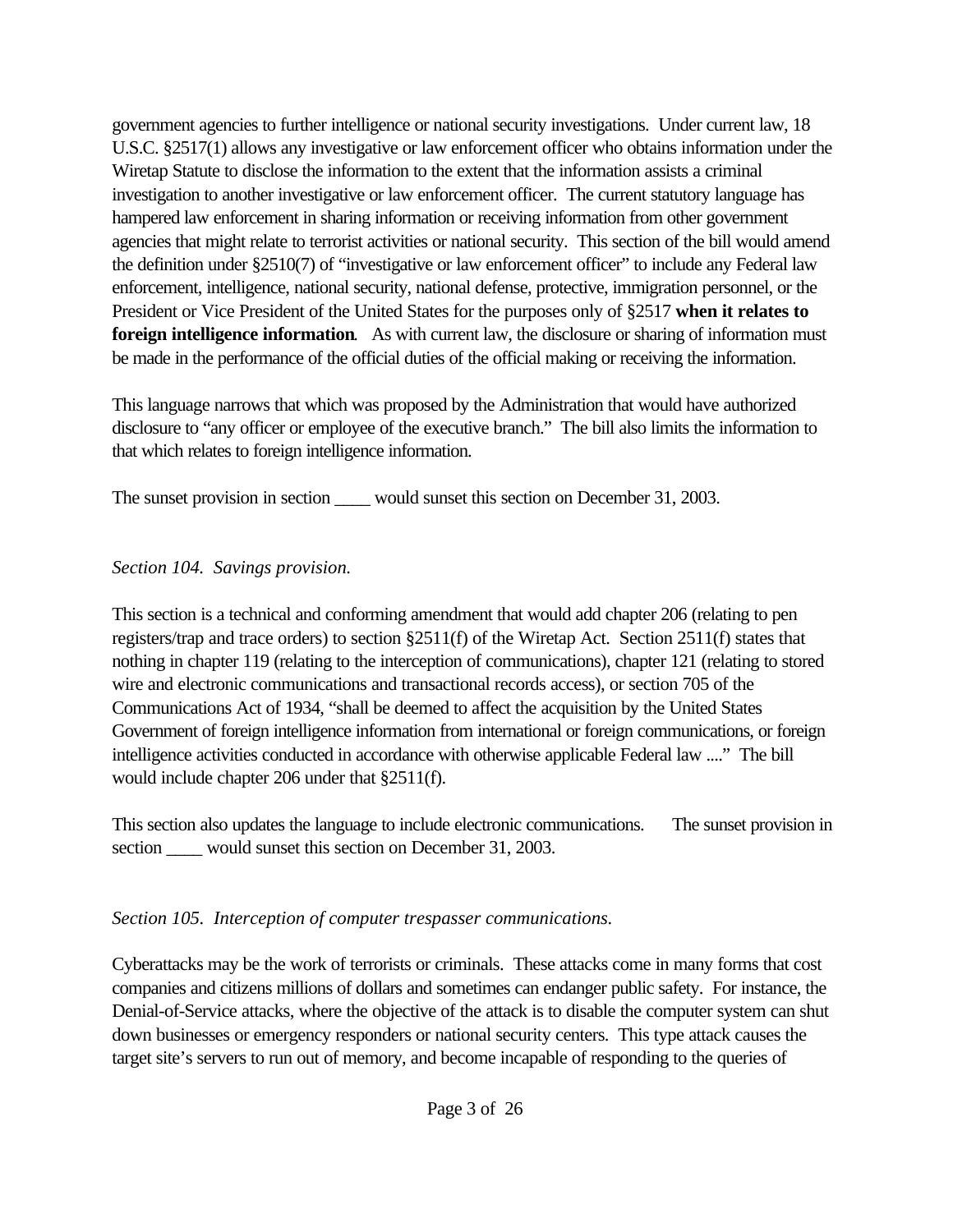government agencies to further intelligence or national security investigations. Under current law, 18 U.S.C. §2517(1) allows any investigative or law enforcement officer who obtains information under the Wiretap Statute to disclose the information to the extent that the information assists a criminal investigation to another investigative or law enforcement officer. The current statutory language has hampered law enforcement in sharing information or receiving information from other government agencies that might relate to terrorist activities or national security. This section of the bill would amend the definition under §2510(7) of "investigative or law enforcement officer" to include any Federal law enforcement, intelligence, national security, national defense, protective, immigration personnel, or the President or Vice President of the United States for the purposes only of §2517 **when it relates to foreign intelligence information**. As with current law, the disclosure or sharing of information must be made in the performance of the official duties of the official making or receiving the information.

This language narrows that which was proposed by the Administration that would have authorized disclosure to "any officer or employee of the executive branch." The bill also limits the information to that which relates to foreign intelligence information.

The sunset provision in section ____ would sunset this section on December 31, 2003.

*Section 104. Savings provision.*

This section is a technical and conforming amendment that would add chapter 206 (relating to pen registers/trap and trace orders) to section §2511(f) of the Wiretap Act. Section 2511(f) states that nothing in chapter 119 (relating to the interception of communications), chapter 121 (relating to stored wire and electronic communications and transactional records access), or section 705 of the Communications Act of 1934, "shall be deemed to affect the acquisition by the United States Government of foreign intelligence information from international or foreign communications, or foreign intelligence activities conducted in accordance with otherwise applicable Federal law ...." The bill would include chapter 206 under that §2511(f).

This section also updates the language to include electronic communications. The sunset provision in section ____ would sunset this section on December 31, 2003.

*Section 105. Interception of computer trespasser communications.*

Cyberattacks may be the work of terrorists or criminals. These attacks come in many forms that cost companies and citizens millions of dollars and sometimes can endanger public safety. For instance, the Denial-of-Service attacks, where the objective of the attack is to disable the computer system can shut down businesses or emergency responders or national security centers. This type attack causes the target site's servers to run out of memory, and become incapable of responding to the queries of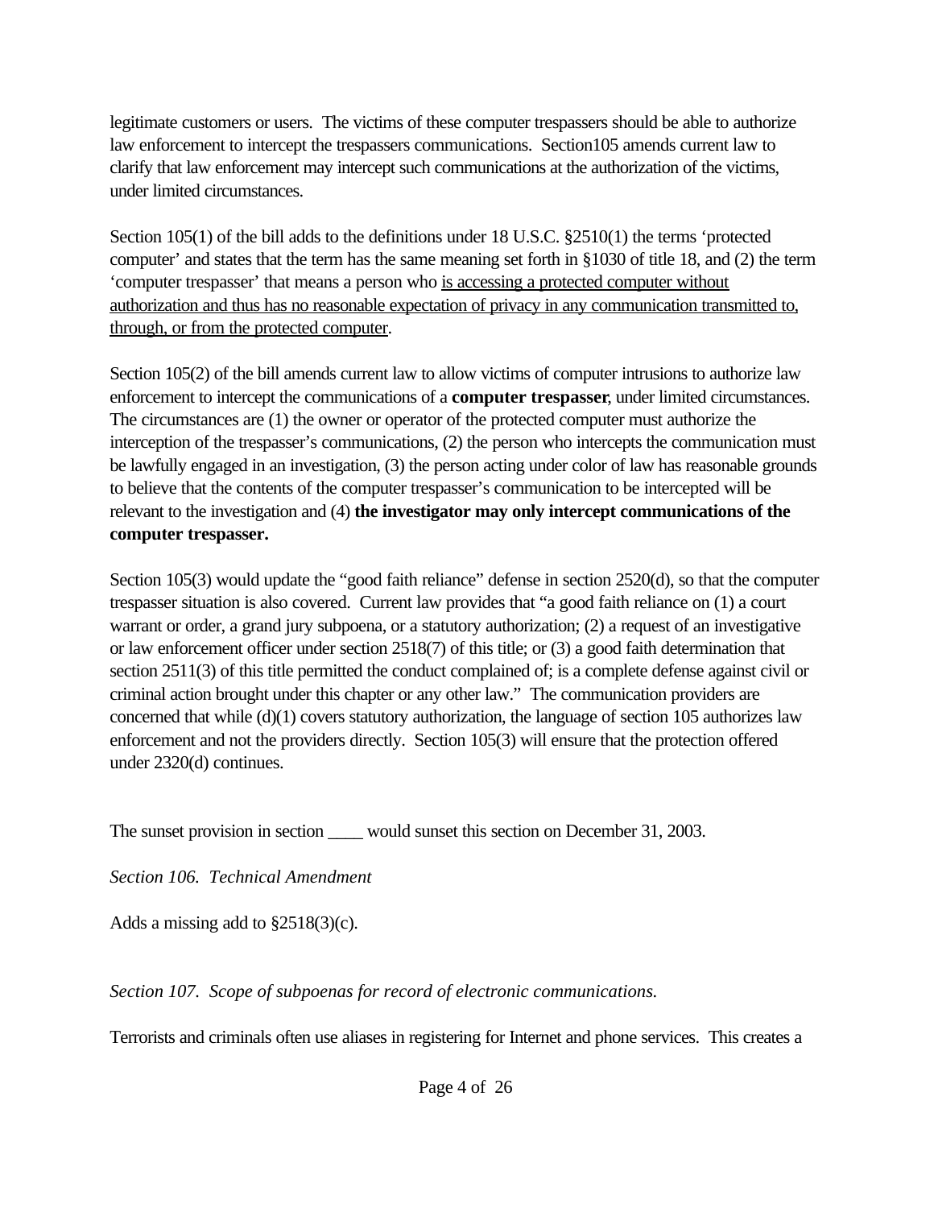legitimate customers or users. The victims of these computer trespassers should be able to authorize law enforcement to intercept the trespassers communications. Section105 amends current law to clarify that law enforcement may intercept such communications at the authorization of the victims, under limited circumstances.

Section 105(1) of the bill adds to the definitions under 18 U.S.C. §2510(1) the terms 'protected computer' and states that the term has the same meaning set forth in §1030 of title 18, and (2) the term 'computer trespasser' that means a person who <u>is accessing a protected computer without authorization and thus has no reasonable expectation of privacy in any communication transmitted to, through, or from the protected computer</u>.

Section 105(2) of the bill amends current law to allow victims of computer intrusions to authorize law enforcement to intercept the communications of a **computer trespasser**, under limited circumstances. The circumstances are (1) the owner or operator of the protected computer must authorize the interception of the trespasser's communications, (2) the person who intercepts the communication must be lawfully engaged in an investigation, (3) the person acting under color of law has reasonable grounds to believe that the contents of the computer trespasser's communication to be intercepted will be relevant to the investigation and (4) **the investigator may only intercept communications of the computer trespasser.**

Section 105(3) would update the "good faith reliance" defense in section 2520(d), so that the computer trespasser situation is also covered. Current law provides that "a good faith reliance on (1) a court warrant or order, a grand jury subpoena, or a statutory authorization; (2) a request of an investigative or law enforcement officer under section 2518(7) of this title; or (3) a good faith determination that section 2511(3) of this title permitted the conduct complained of; is a complete defense against civil or criminal action brought under this chapter or any other law." The communication providers are concerned that while (d)(1) covers statutory authorization, the language of section 105 authorizes law enforcement and not the providers directly. Section 105(3) will ensure that the protection offered under 2320(d) continues.

The sunset provision in section ____ would sunset this section on December 31, 2003.

*Section 106. Technical Amendment*

Adds a missing add to §2518(3)(c).

*Section 107. Scope of subpoenas for record of electronic communications.*

Terrorists and criminals often use aliases in registering for Internet and phone services. This creates a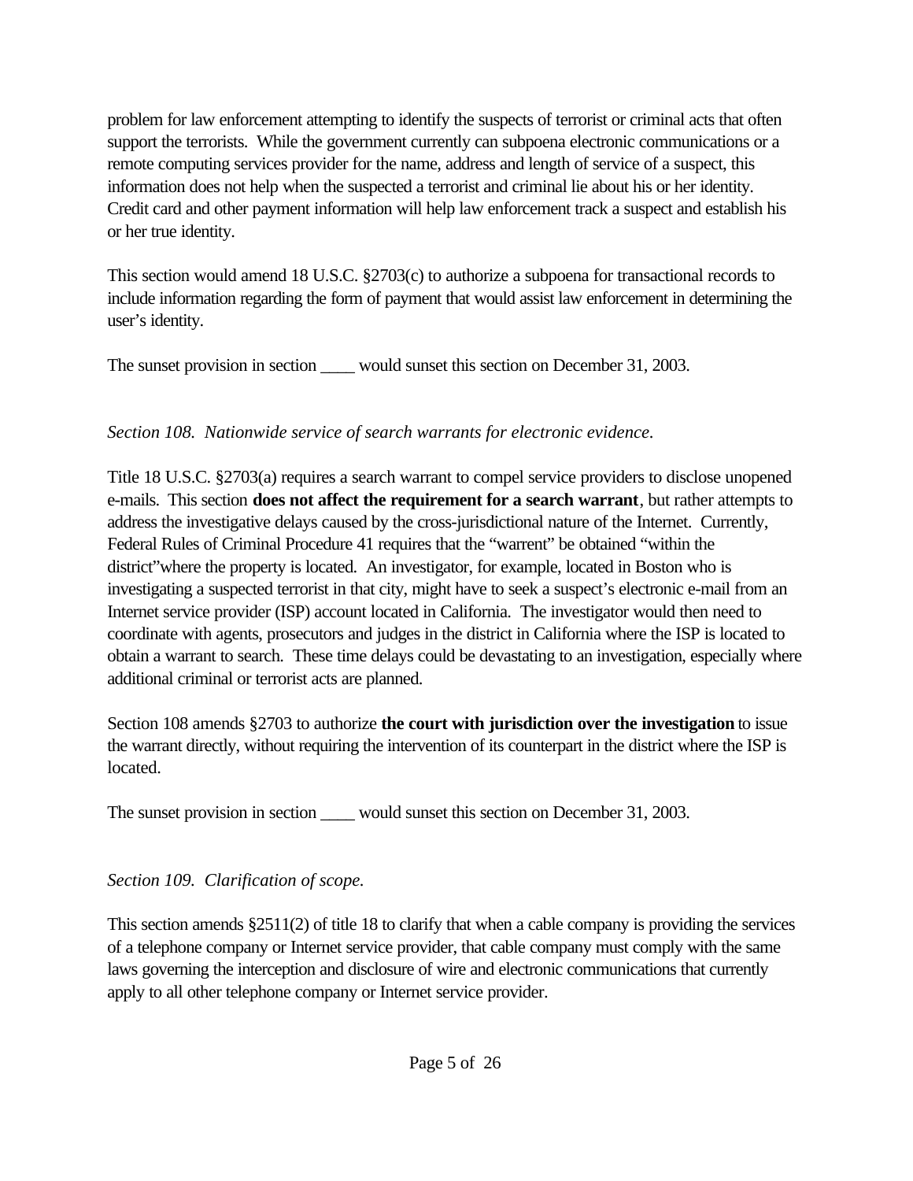problem for law enforcement attempting to identify the suspects of terrorist or criminal acts that often support the terrorists. While the government currently can subpoena electronic communications or a remote computing services provider for the name, address and length of service of a suspect, this information does not help when the suspected a terrorist and criminal lie about his or her identity. Credit card and other payment information will help law enforcement track a suspect and establish his or her true identity.

This section would amend 18 U.S.C. §2703(c) to authorize a subpoena for transactional records to include information regarding the form of payment that would assist law enforcement in determining the user's identity.

The sunset provision in section ____ would sunset this section on December 31, 2003.

*Section 108. Nationwide service of search warrants for electronic evidence.*

Title 18 U.S.C. §2703(a) requires a search warrant to compel service providers to disclose unopened e-mails. This section **does not affect the requirement for a search warrant**, but rather attempts to address the investigative delays caused by the cross-jurisdictional nature of the Internet. Currently, Federal Rules of Criminal Procedure 41 requires that the "warrent" be obtained "within the district"where the property is located. An investigator, for example, located in Boston who is investigating a suspected terrorist in that city, might have to seek a suspect's electronic e-mail from an Internet service provider (ISP) account located in California. The investigator would then need to coordinate with agents, prosecutors and judges in the district in California where the ISP is located to obtain a warrant to search. These time delays could be devastating to an investigation, especially where additional criminal or terrorist acts are planned.

Section 108 amends §2703 to authorize **the court with jurisdiction over the investigation** to issue the warrant directly, without requiring the intervention of its counterpart in the district where the ISP is located.

The sunset provision in section ____ would sunset this section on December 31, 2003.

*Section 109. Clarification of scope.*

This section amends §2511(2) of title 18 to clarify that when a cable company is providing the services of a telephone company or Internet service provider, that cable company must comply with the same laws governing the interception and disclosure of wire and electronic communications that currently apply to all other telephone company or Internet service provider.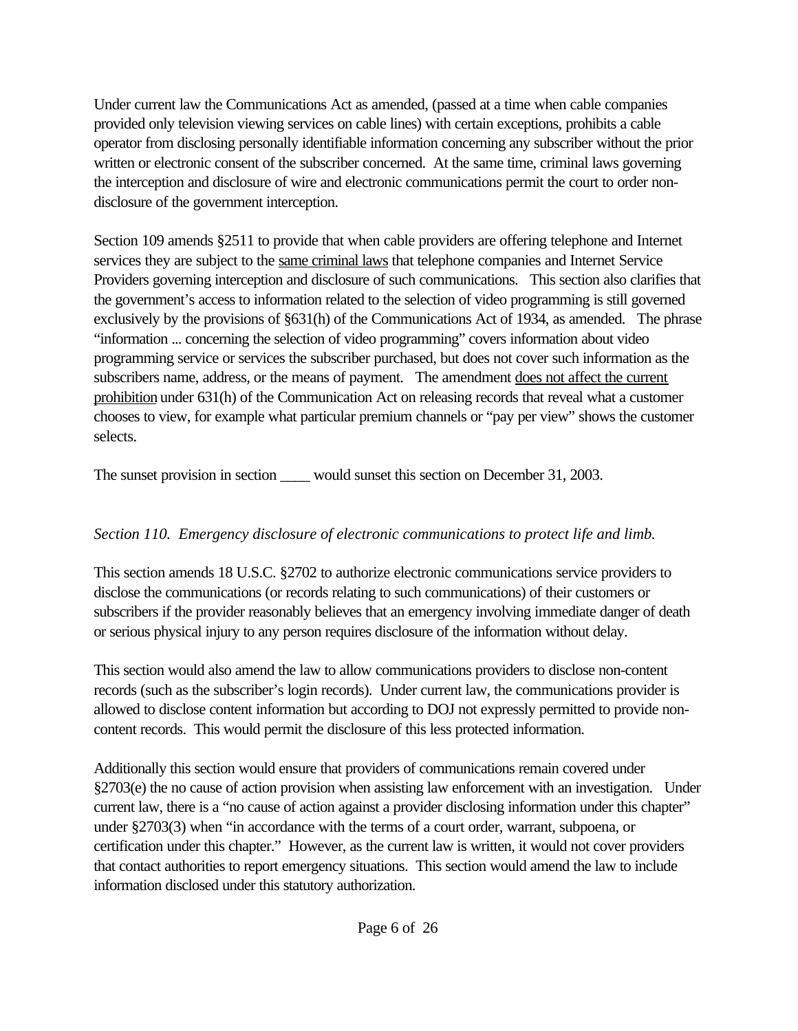Under current law the Communications Act as amended, (passed at a time when cable companies provided only television viewing services on cable lines) with certain exceptions, prohibits a cable operator from disclosing personally identifiable information concerning any subscriber without the prior written or electronic consent of the subscriber concerned. At the same time, criminal laws governing the interception and disclosure of wire and electronic communications permit the court to order non-disclosure of the government interception.

Section 109 amends §2511 to provide that when cable providers are offering telephone and Internet services they are subject to the <u>same criminal laws</u> that telephone companies and Internet Service Providers governing interception and disclosure of such communications. This section also clarifies that the government's access to information related to the selection of video programming is still governed exclusively by the provisions of §631(h) of the Communications Act of 1934, as amended. The phrase "information ... concerning the selection of video programming" covers information about video programming service or services the subscriber purchased, but does not cover such information as the subscribers name, address, or the means of payment. The amendment <u>does not affect the current prohibition</u> under 631(h) of the Communication Act on releasing records that reveal what a customer chooses to view, for example what particular premium channels or "pay per view" shows the customer selects.

The sunset provision in section ____ would sunset this section on December 31, 2003.

*Section 110. Emergency disclosure of electronic communications to protect life and limb.*

This section amends 18 U.S.C. §2702 to authorize electronic communications service providers to disclose the communications (or records relating to such communications) of their customers or subscribers if the provider reasonably believes that an emergency involving immediate danger of death or serious physical injury to any person requires disclosure of the information without delay.

This section would also amend the law to allow communications providers to disclose non-content records (such as the subscriber's login records). Under current law, the communications provider is allowed to disclose content information but according to DOJ not expressly permitted to provide non-content records. This would permit the disclosure of this less protected information.

Additionally this section would ensure that providers of communications remain covered under §2703(e) the no cause of action provision when assisting law enforcement with an investigation. Under current law, there is a "no cause of action against a provider disclosing information under this chapter" under §2703(3) when "in accordance with the terms of a court order, warrant, subpoena, or certification under this chapter." However, as the current law is written, it would not cover providers that contact authorities to report emergency situations. This section would amend the law to include information disclosed under this statutory authorization.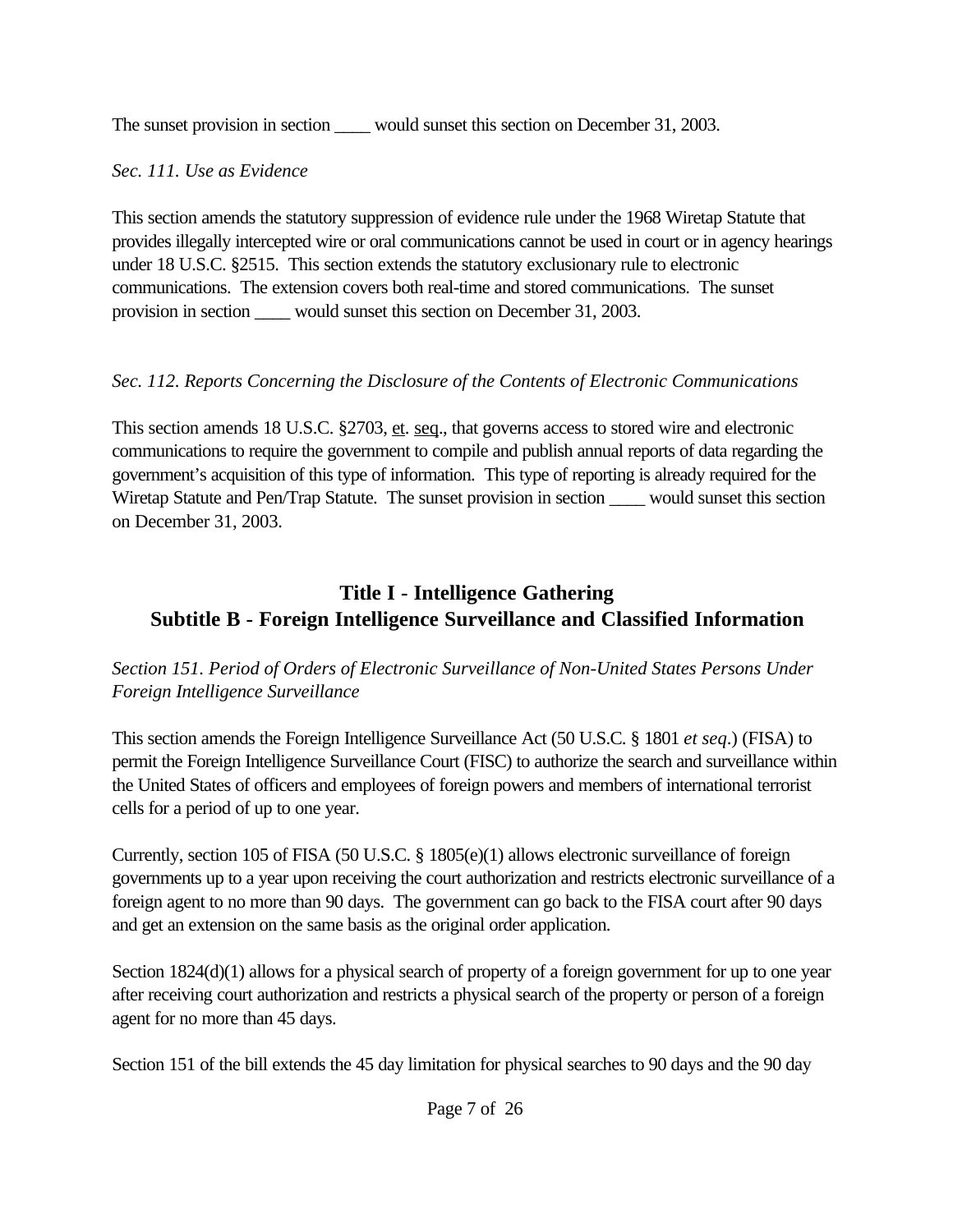The sunset provision in section ____ would sunset this section on December 31, 2003.

*Sec. 111. Use as Evidence*

This section amends the statutory suppression of evidence rule under the 1968 Wiretap Statute that provides illegally intercepted wire or oral communications cannot be used in court or in agency hearings under 18 U.S.C. §2515. This section extends the statutory exclusionary rule to electronic communications. The extension covers both real-time and stored communications. The sunset provision in section ____ would sunset this section on December 31, 2003.

*Sec. 112. Reports Concerning the Disclosure of the Contents of Electronic Communications*

This section amends 18 U.S.C. §2703, et. seq., that governs access to stored wire and electronic communications to require the government to compile and publish annual reports of data regarding the government's acquisition of this type of information. This type of reporting is already required for the Wiretap Statute and Pen/Trap Statute. The sunset provision in section ____ would sunset this section on December 31, 2003.

## Title I - Intelligence Gathering
## Subtitle B - Foreign Intelligence Surveillance and Classified Information

*Section 151. Period of Orders of Electronic Surveillance of Non-United States Persons Under Foreign Intelligence Surveillance*

This section amends the Foreign Intelligence Surveillance Act (50 U.S.C. § 1801 *et seq*.) (FISA) to permit the Foreign Intelligence Surveillance Court (FISC) to authorize the search and surveillance within the United States of officers and employees of foreign powers and members of international terrorist cells for a period of up to one year.

Currently, section 105 of FISA (50 U.S.C. § 1805(e)(1) allows electronic surveillance of foreign governments up to a year upon receiving the court authorization and restricts electronic surveillance of a foreign agent to no more than 90 days. The government can go back to the FISA court after 90 days and get an extension on the same basis as the original order application.

Section 1824(d)(1) allows for a physical search of property of a foreign government for up to one year after receiving court authorization and restricts a physical search of the property or person of a foreign agent for no more than 45 days.

Section 151 of the bill extends the 45 day limitation for physical searches to 90 days and the 90 day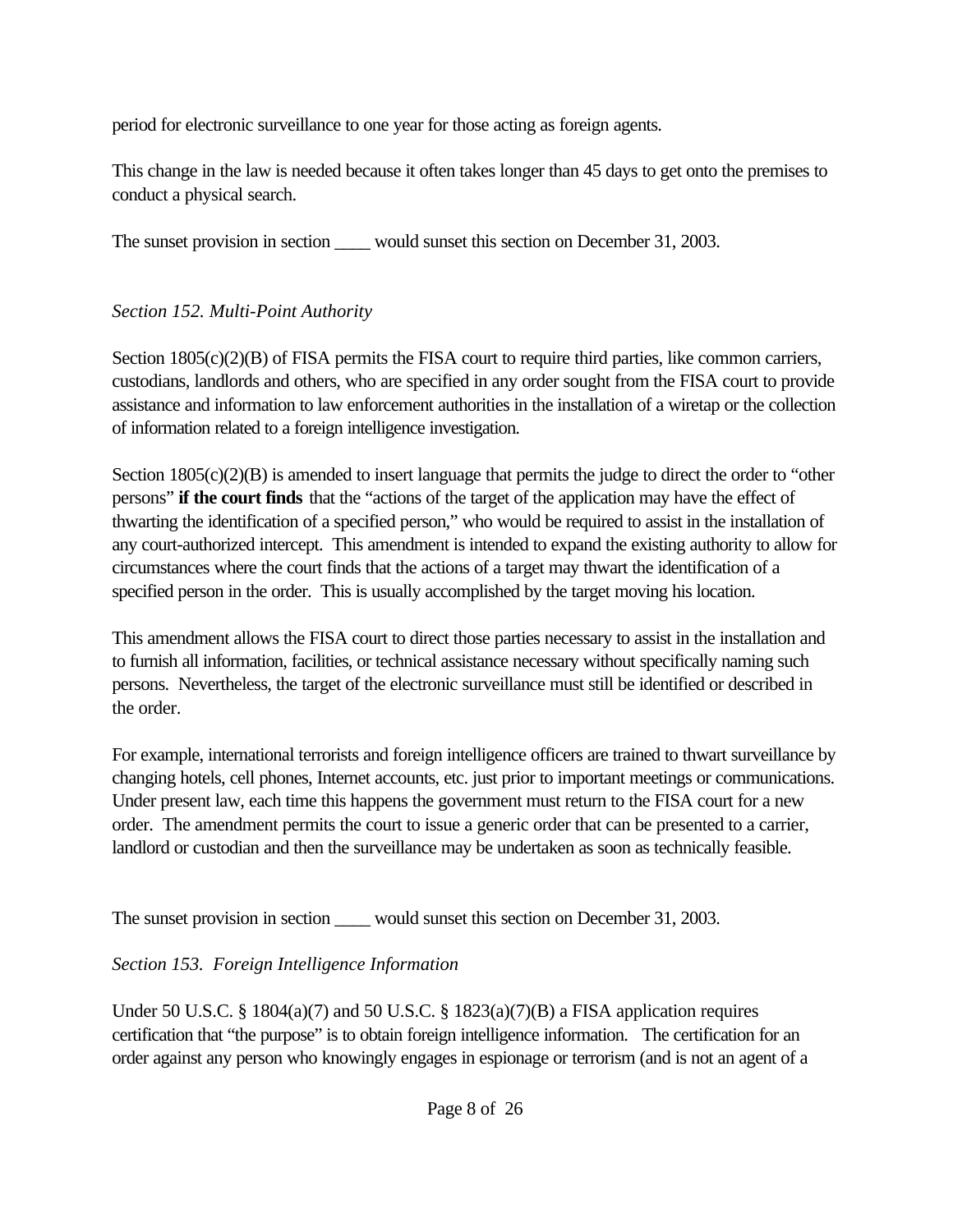period for electronic surveillance to one year for those acting as foreign agents.

This change in the law is needed because it often takes longer than 45 days to get onto the premises to conduct a physical search.

The sunset provision in section ____ would sunset this section on December 31, 2003.

*Section 152. Multi-Point Authority*

Section 1805(c)(2)(B) of FISA permits the FISA court to require third parties, like common carriers, custodians, landlords and others, who are specified in any order sought from the FISA court to provide assistance and information to law enforcement authorities in the installation of a wiretap or the collection of information related to a foreign intelligence investigation.

Section 1805(c)(2)(B) is amended to insert language that permits the judge to direct the order to "other persons" **if the court finds** that the "actions of the target of the application may have the effect of thwarting the identification of a specified person," who would be required to assist in the installation of any court-authorized intercept. This amendment is intended to expand the existing authority to allow for circumstances where the court finds that the actions of a target may thwart the identification of a specified person in the order. This is usually accomplished by the target moving his location.

This amendment allows the FISA court to direct those parties necessary to assist in the installation and to furnish all information, facilities, or technical assistance necessary without specifically naming such persons. Nevertheless, the target of the electronic surveillance must still be identified or described in the order.

For example, international terrorists and foreign intelligence officers are trained to thwart surveillance by changing hotels, cell phones, Internet accounts, etc. just prior to important meetings or communications. Under present law, each time this happens the government must return to the FISA court for a new order. The amendment permits the court to issue a generic order that can be presented to a carrier, landlord or custodian and then the surveillance may be undertaken as soon as technically feasible.

The sunset provision in section ____ would sunset this section on December 31, 2003.

*Section 153. Foreign Intelligence Information*

Under 50 U.S.C. § 1804(a)(7) and 50 U.S.C. § 1823(a)(7)(B) a FISA application requires certification that "the purpose" is to obtain foreign intelligence information. The certification for an order against any person who knowingly engages in espionage or terrorism (and is not an agent of a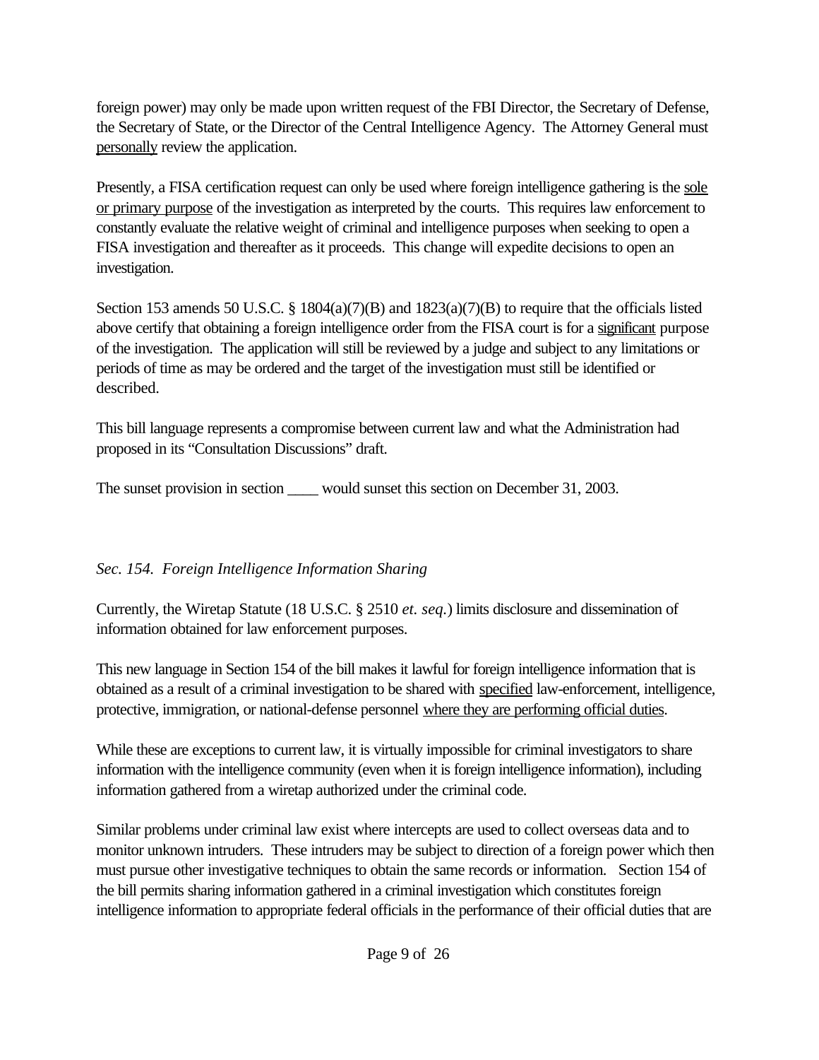foreign power) may only be made upon written request of the FBI Director, the Secretary of Defense, the Secretary of State, or the Director of the Central Intelligence Agency. The Attorney General must personally review the application.

Presently, a FISA certification request can only be used where foreign intelligence gathering is the sole or primary purpose of the investigation as interpreted by the courts. This requires law enforcement to constantly evaluate the relative weight of criminal and intelligence purposes when seeking to open a FISA investigation and thereafter as it proceeds. This change will expedite decisions to open an investigation.

Section 153 amends 50 U.S.C. § 1804(a)(7)(B) and 1823(a)(7)(B) to require that the officials listed above certify that obtaining a foreign intelligence order from the FISA court is for a significant purpose of the investigation. The application will still be reviewed by a judge and subject to any limitations or periods of time as may be ordered and the target of the investigation must still be identified or described.

This bill language represents a compromise between current law and what the Administration had proposed in its "Consultation Discussions" draft.

The sunset provision in section ____ would sunset this section on December 31, 2003.

*Sec. 154. Foreign Intelligence Information Sharing*

Currently, the Wiretap Statute (18 U.S.C. § 2510 *et. seq.*) limits disclosure and dissemination of information obtained for law enforcement purposes.

This new language in Section 154 of the bill makes it lawful for foreign intelligence information that is obtained as a result of a criminal investigation to be shared with specified law-enforcement, intelligence, protective, immigration, or national-defense personnel where they are performing official duties.

While these are exceptions to current law, it is virtually impossible for criminal investigators to share information with the intelligence community (even when it is foreign intelligence information), including information gathered from a wiretap authorized under the criminal code.

Similar problems under criminal law exist where intercepts are used to collect overseas data and to monitor unknown intruders. These intruders may be subject to direction of a foreign power which then must pursue other investigative techniques to obtain the same records or information. Section 154 of the bill permits sharing information gathered in a criminal investigation which constitutes foreign intelligence information to appropriate federal officials in the performance of their official duties that are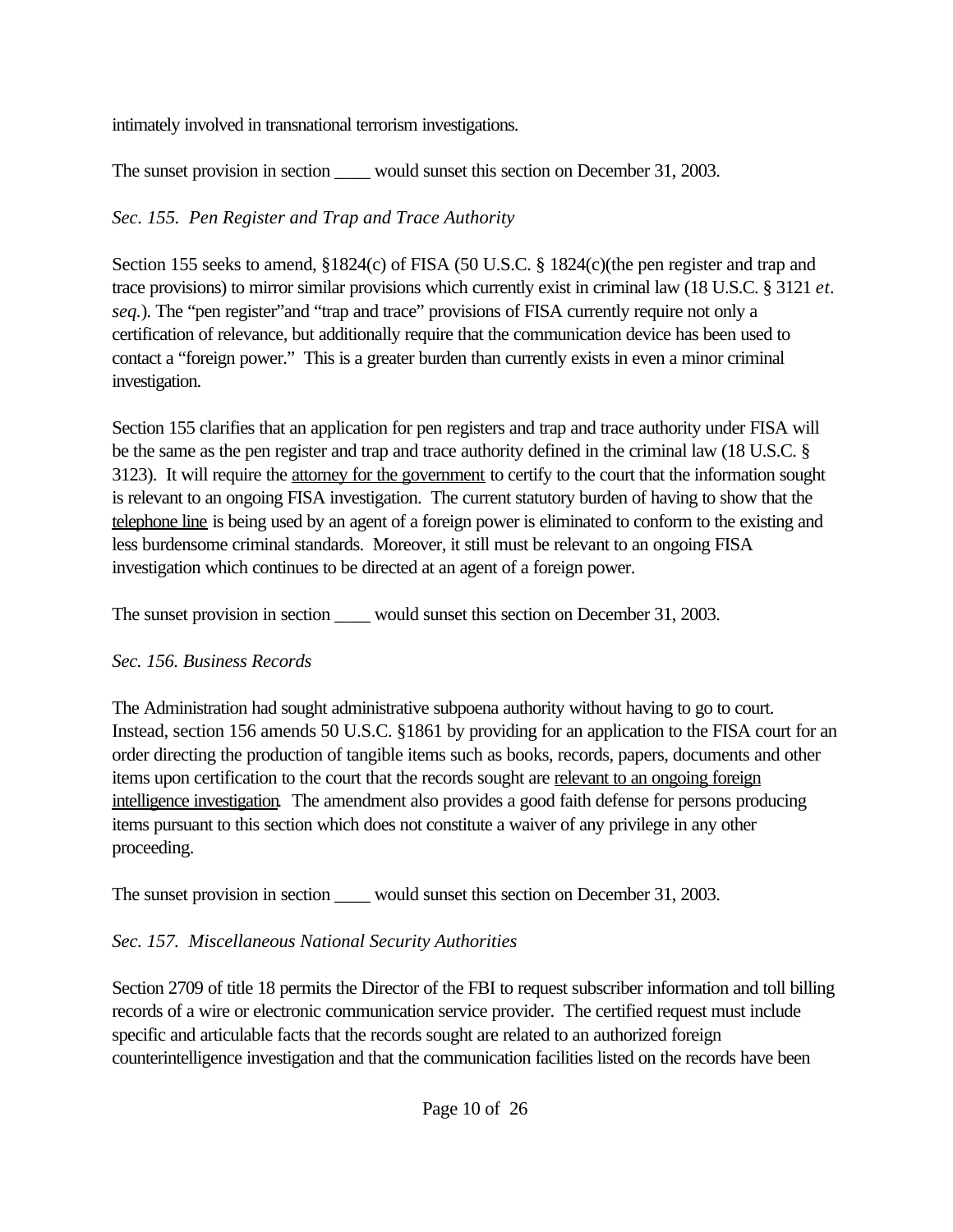intimately involved in transnational terrorism investigations.

The sunset provision in section ____ would sunset this section on December 31, 2003.

*Sec. 155. Pen Register and Trap and Trace Authority*

Section 155 seeks to amend, §1824(c) of FISA (50 U.S.C. § 1824(c)(the pen register and trap and trace provisions) to mirror similar provisions which currently exist in criminal law (18 U.S.C. § 3121 *et. seq.*). The "pen register"and "trap and trace" provisions of FISA currently require not only a certification of relevance, but additionally require that the communication device has been used to contact a "foreign power." This is a greater burden than currently exists in even a minor criminal investigation.

Section 155 clarifies that an application for pen registers and trap and trace authority under FISA will be the same as the pen register and trap and trace authority defined in the criminal law (18 U.S.C. § 3123). It will require the <u>attorney for the government</u> to certify to the court that the information sought is relevant to an ongoing FISA investigation. The current statutory burden of having to show that the <u>telephone line</u> is being used by an agent of a foreign power is eliminated to conform to the existing and less burdensome criminal standards. Moreover, it still must be relevant to an ongoing FISA investigation which continues to be directed at an agent of a foreign power.

The sunset provision in section ____ would sunset this section on December 31, 2003.

*Sec. 156. Business Records*

The Administration had sought administrative subpoena authority without having to go to court. Instead, section 156 amends 50 U.S.C. §1861 by providing for an application to the FISA court for an order directing the production of tangible items such as books, records, papers, documents and other items upon certification to the court that the records sought are <u>relevant to an ongoing foreign intelligence investigation</u>. The amendment also provides a good faith defense for persons producing items pursuant to this section which does not constitute a waiver of any privilege in any other proceeding.

The sunset provision in section ____ would sunset this section on December 31, 2003.

*Sec. 157. Miscellaneous National Security Authorities*

Section 2709 of title 18 permits the Director of the FBI to request subscriber information and toll billing records of a wire or electronic communication service provider. The certified request must include specific and articulable facts that the records sought are related to an authorized foreign counterintelligence investigation and that the communication facilities listed on the records have been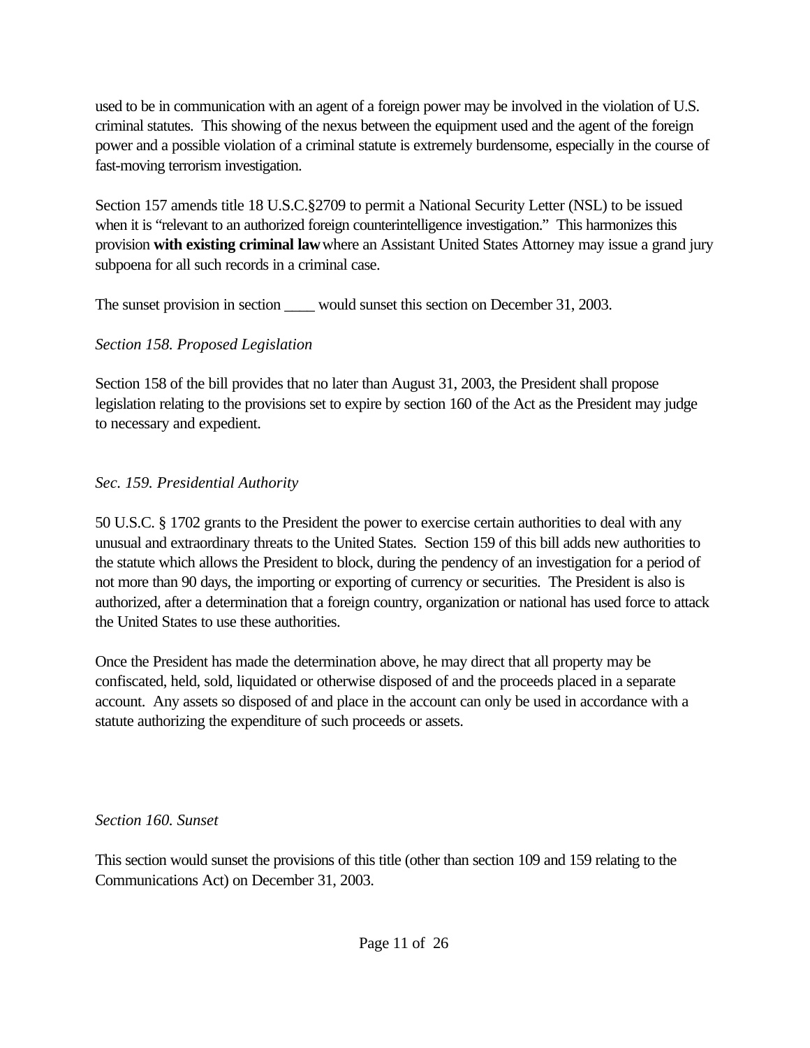used to be in communication with an agent of a foreign power may be involved in the violation of U.S. criminal statutes. This showing of the nexus between the equipment used and the agent of the foreign power and a possible violation of a criminal statute is extremely burdensome, especially in the course of fast-moving terrorism investigation.

Section 157 amends title 18 U.S.C.§2709 to permit a National Security Letter (NSL) to be issued when it is "relevant to an authorized foreign counterintelligence investigation." This harmonizes this provision **with existing criminal law** where an Assistant United States Attorney may issue a grand jury subpoena for all such records in a criminal case.

The sunset provision in section ____ would sunset this section on December 31, 2003.

*Section 158. Proposed Legislation*

Section 158 of the bill provides that no later than August 31, 2003, the President shall propose legislation relating to the provisions set to expire by section 160 of the Act as the President may judge to necessary and expedient.

*Sec. 159. Presidential Authority*

50 U.S.C. § 1702 grants to the President the power to exercise certain authorities to deal with any unusual and extraordinary threats to the United States. Section 159 of this bill adds new authorities to the statute which allows the President to block, during the pendency of an investigation for a period of not more than 90 days, the importing or exporting of currency or securities. The President is also is authorized, after a determination that a foreign country, organization or national has used force to attack the United States to use these authorities.

Once the President has made the determination above, he may direct that all property may be confiscated, held, sold, liquidated or otherwise disposed of and the proceeds placed in a separate account. Any assets so disposed of and place in the account can only be used in accordance with a statute authorizing the expenditure of such proceeds or assets.

*Section 160. Sunset*

This section would sunset the provisions of this title (other than section 109 and 159 relating to the Communications Act) on December 31, 2003.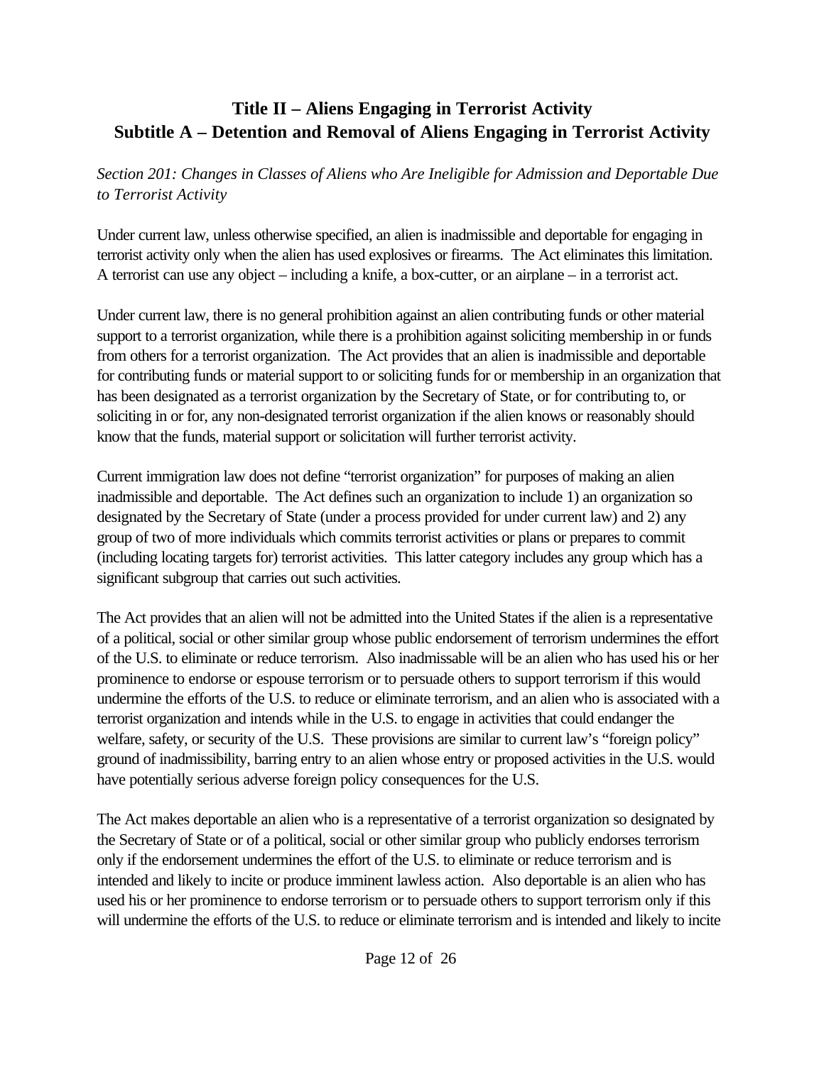## Title II – Aliens Engaging in Terrorist Activity
## Subtitle A – Detention and Removal of Aliens Engaging in Terrorist Activity

*Section 201: Changes in Classes of Aliens who Are Ineligible for Admission and Deportable Due to Terrorist Activity*

Under current law, unless otherwise specified, an alien is inadmissible and deportable for engaging in terrorist activity only when the alien has used explosives or firearms. The Act eliminates this limitation. A terrorist can use any object – including a knife, a box-cutter, or an airplane – in a terrorist act.

Under current law, there is no general prohibition against an alien contributing funds or other material support to a terrorist organization, while there is a prohibition against soliciting membership in or funds from others for a terrorist organization. The Act provides that an alien is inadmissible and deportable for contributing funds or material support to or soliciting funds for or membership in an organization that has been designated as a terrorist organization by the Secretary of State, or for contributing to, or soliciting in or for, any non-designated terrorist organization if the alien knows or reasonably should know that the funds, material support or solicitation will further terrorist activity.

Current immigration law does not define "terrorist organization" for purposes of making an alien inadmissible and deportable. The Act defines such an organization to include 1) an organization so designated by the Secretary of State (under a process provided for under current law) and 2) any group of two of more individuals which commits terrorist activities or plans or prepares to commit (including locating targets for) terrorist activities. This latter category includes any group which has a significant subgroup that carries out such activities.

The Act provides that an alien will not be admitted into the United States if the alien is a representative of a political, social or other similar group whose public endorsement of terrorism undermines the effort of the U.S. to eliminate or reduce terrorism. Also inadmissable will be an alien who has used his or her prominence to endorse or espouse terrorism or to persuade others to support terrorism if this would undermine the efforts of the U.S. to reduce or eliminate terrorism, and an alien who is associated with a terrorist organization and intends while in the U.S. to engage in activities that could endanger the welfare, safety, or security of the U.S. These provisions are similar to current law's "foreign policy" ground of inadmissibility, barring entry to an alien whose entry or proposed activities in the U.S. would have potentially serious adverse foreign policy consequences for the U.S.

The Act makes deportable an alien who is a representative of a terrorist organization so designated by the Secretary of State or of a political, social or other similar group who publicly endorses terrorism only if the endorsement undermines the effort of the U.S. to eliminate or reduce terrorism and is intended and likely to incite or produce imminent lawless action. Also deportable is an alien who has used his or her prominence to endorse terrorism or to persuade others to support terrorism only if this will undermine the efforts of the U.S. to reduce or eliminate terrorism and is intended and likely to incite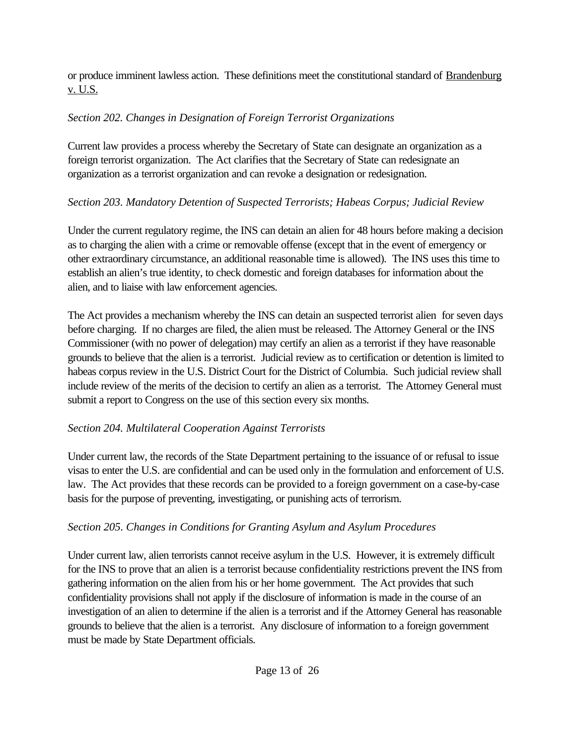or produce imminent lawless action. These definitions meet the constitutional standard of Brandenburg v. U.S.

*Section 202. Changes in Designation of Foreign Terrorist Organizations*

Current law provides a process whereby the Secretary of State can designate an organization as a foreign terrorist organization. The Act clarifies that the Secretary of State can redesignate an organization as a terrorist organization and can revoke a designation or redesignation.

*Section 203. Mandatory Detention of Suspected Terrorists; Habeas Corpus; Judicial Review*

Under the current regulatory regime, the INS can detain an alien for 48 hours before making a decision as to charging the alien with a crime or removable offense (except that in the event of emergency or other extraordinary circumstance, an additional reasonable time is allowed). The INS uses this time to establish an alien's true identity, to check domestic and foreign databases for information about the alien, and to liaise with law enforcement agencies.

The Act provides a mechanism whereby the INS can detain an suspected terrorist alien for seven days before charging. If no charges are filed, the alien must be released. The Attorney General or the INS Commissioner (with no power of delegation) may certify an alien as a terrorist if they have reasonable grounds to believe that the alien is a terrorist. Judicial review as to certification or detention is limited to habeas corpus review in the U.S. District Court for the District of Columbia. Such judicial review shall include review of the merits of the decision to certify an alien as a terrorist. The Attorney General must submit a report to Congress on the use of this section every six months.

*Section 204. Multilateral Cooperation Against Terrorists*

Under current law, the records of the State Department pertaining to the issuance of or refusal to issue visas to enter the U.S. are confidential and can be used only in the formulation and enforcement of U.S. law. The Act provides that these records can be provided to a foreign government on a case-by-case basis for the purpose of preventing, investigating, or punishing acts of terrorism.

*Section 205. Changes in Conditions for Granting Asylum and Asylum Procedures*

Under current law, alien terrorists cannot receive asylum in the U.S. However, it is extremely difficult for the INS to prove that an alien is a terrorist because confidentiality restrictions prevent the INS from gathering information on the alien from his or her home government. The Act provides that such confidentiality provisions shall not apply if the disclosure of information is made in the course of an investigation of an alien to determine if the alien is a terrorist and if the Attorney General has reasonable grounds to believe that the alien is a terrorist. Any disclosure of information to a foreign government must be made by State Department officials.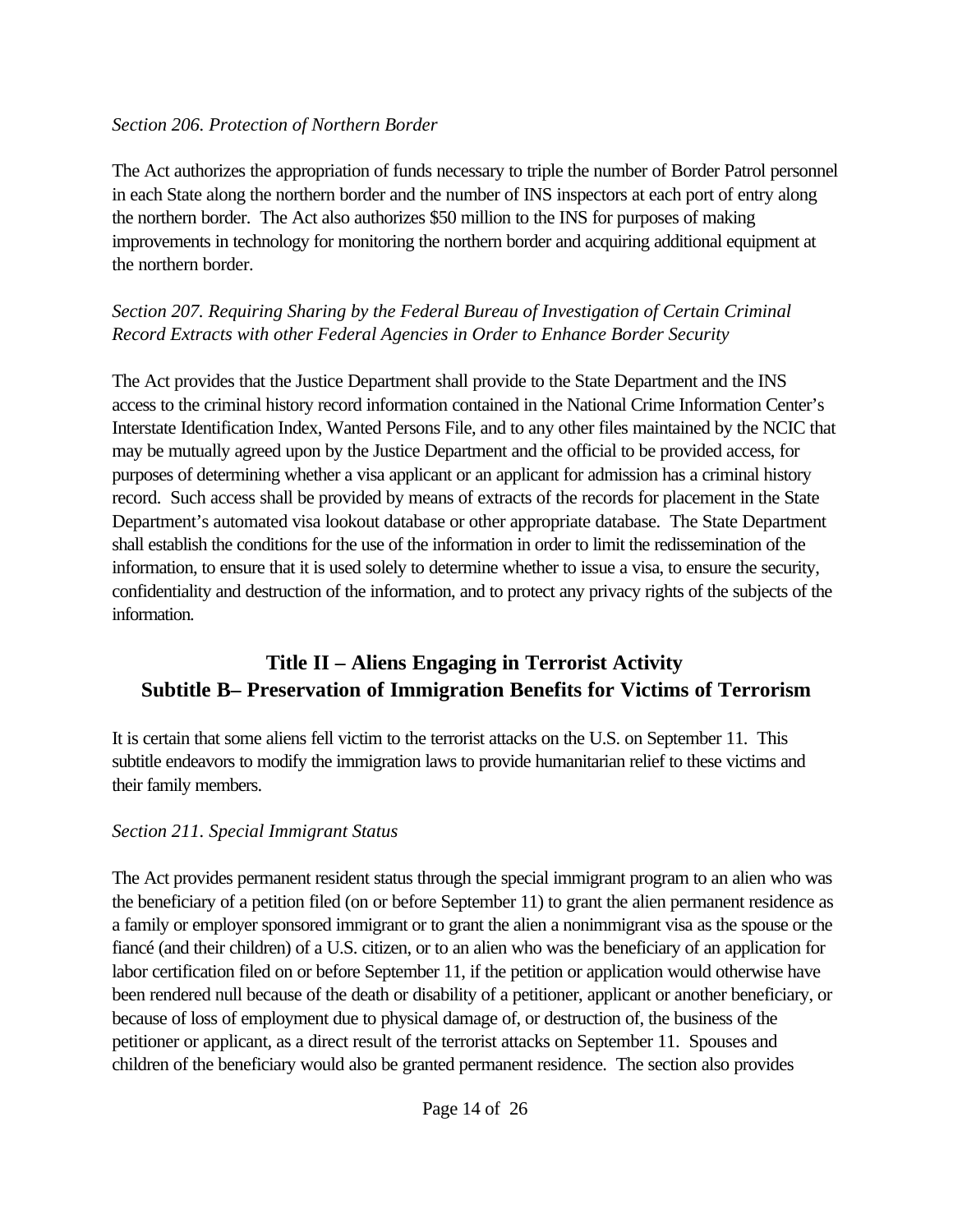*Section 206. Protection of Northern Border*

The Act authorizes the appropriation of funds necessary to triple the number of Border Patrol personnel in each State along the northern border and the number of INS inspectors at each port of entry along the northern border. The Act also authorizes $50 million to the INS for purposes of making improvements in technology for monitoring the northern border and acquiring additional equipment at the northern border.

*Section 207. Requiring Sharing by the Federal Bureau of Investigation of Certain Criminal Record Extracts with other Federal Agencies in Order to Enhance Border Security*

The Act provides that the Justice Department shall provide to the State Department and the INS access to the criminal history record information contained in the National Crime Information Center's Interstate Identification Index, Wanted Persons File, and to any other files maintained by the NCIC that may be mutually agreed upon by the Justice Department and the official to be provided access, for purposes of determining whether a visa applicant or an applicant for admission has a criminal history record. Such access shall be provided by means of extracts of the records for placement in the State Department's automated visa lookout database or other appropriate database. The State Department shall establish the conditions for the use of the information in order to limit the redissemination of the information, to ensure that it is used solely to determine whether to issue a visa, to ensure the security, confidentiality and destruction of the information, and to protect any privacy rights of the subjects of the information.

## Title II – Aliens Engaging in Terrorist Activity Subtitle B– Preservation of Immigration Benefits for Victims of Terrorism

It is certain that some aliens fell victim to the terrorist attacks on the U.S. on September 11. This subtitle endeavors to modify the immigration laws to provide humanitarian relief to these victims and their family members.

*Section 211. Special Immigrant Status*

The Act provides permanent resident status through the special immigrant program to an alien who was the beneficiary of a petition filed (on or before September 11) to grant the alien permanent residence as a family or employer sponsored immigrant or to grant the alien a nonimmigrant visa as the spouse or the fiancé (and their children) of a U.S. citizen, or to an alien who was the beneficiary of an application for labor certification filed on or before September 11, if the petition or application would otherwise have been rendered null because of the death or disability of a petitioner, applicant or another beneficiary, or because of loss of employment due to physical damage of, or destruction of, the business of the petitioner or applicant, as a direct result of the terrorist attacks on September 11. Spouses and children of the beneficiary would also be granted permanent residence. The section also provides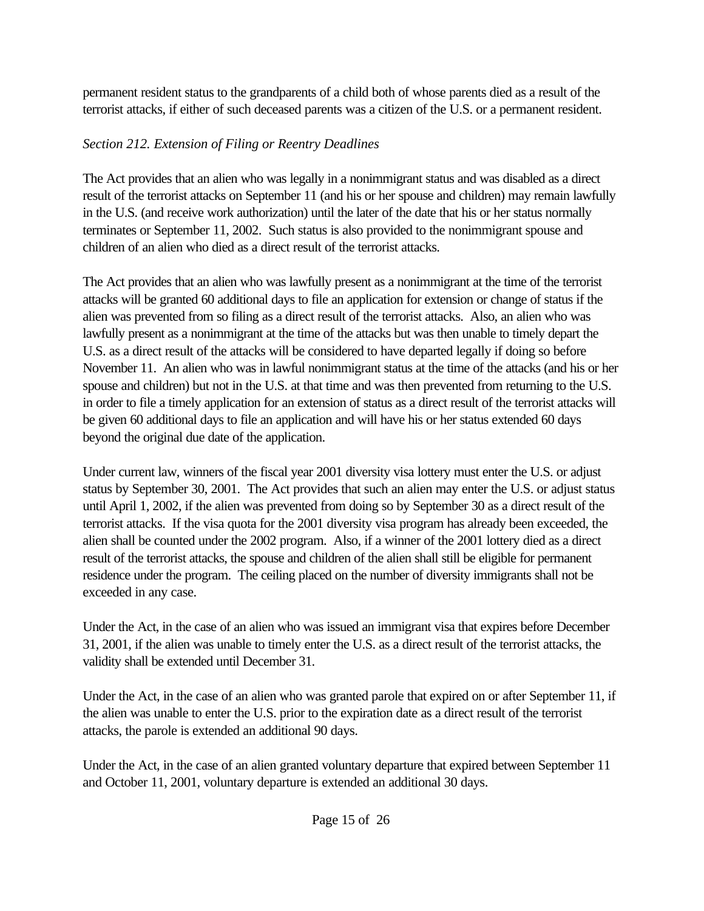permanent resident status to the grandparents of a child both of whose parents died as a result of the terrorist attacks, if either of such deceased parents was a citizen of the U.S. or a permanent resident.

*Section 212. Extension of Filing or Reentry Deadlines*

The Act provides that an alien who was legally in a nonimmigrant status and was disabled as a direct result of the terrorist attacks on September 11 (and his or her spouse and children) may remain lawfully in the U.S. (and receive work authorization) until the later of the date that his or her status normally terminates or September 11, 2002. Such status is also provided to the nonimmigrant spouse and children of an alien who died as a direct result of the terrorist attacks.

The Act provides that an alien who was lawfully present as a nonimmigrant at the time of the terrorist attacks will be granted 60 additional days to file an application for extension or change of status if the alien was prevented from so filing as a direct result of the terrorist attacks. Also, an alien who was lawfully present as a nonimmigrant at the time of the attacks but was then unable to timely depart the U.S. as a direct result of the attacks will be considered to have departed legally if doing so before November 11. An alien who was in lawful nonimmigrant status at the time of the attacks (and his or her spouse and children) but not in the U.S. at that time and was then prevented from returning to the U.S. in order to file a timely application for an extension of status as a direct result of the terrorist attacks will be given 60 additional days to file an application and will have his or her status extended 60 days beyond the original due date of the application.

Under current law, winners of the fiscal year 2001 diversity visa lottery must enter the U.S. or adjust status by September 30, 2001. The Act provides that such an alien may enter the U.S. or adjust status until April 1, 2002, if the alien was prevented from doing so by September 30 as a direct result of the terrorist attacks. If the visa quota for the 2001 diversity visa program has already been exceeded, the alien shall be counted under the 2002 program. Also, if a winner of the 2001 lottery died as a direct result of the terrorist attacks, the spouse and children of the alien shall still be eligible for permanent residence under the program. The ceiling placed on the number of diversity immigrants shall not be exceeded in any case.

Under the Act, in the case of an alien who was issued an immigrant visa that expires before December 31, 2001, if the alien was unable to timely enter the U.S. as a direct result of the terrorist attacks, the validity shall be extended until December 31.

Under the Act, in the case of an alien who was granted parole that expired on or after September 11, if the alien was unable to enter the U.S. prior to the expiration date as a direct result of the terrorist attacks, the parole is extended an additional 90 days.

Under the Act, in the case of an alien granted voluntary departure that expired between September 11 and October 11, 2001, voluntary departure is extended an additional 30 days.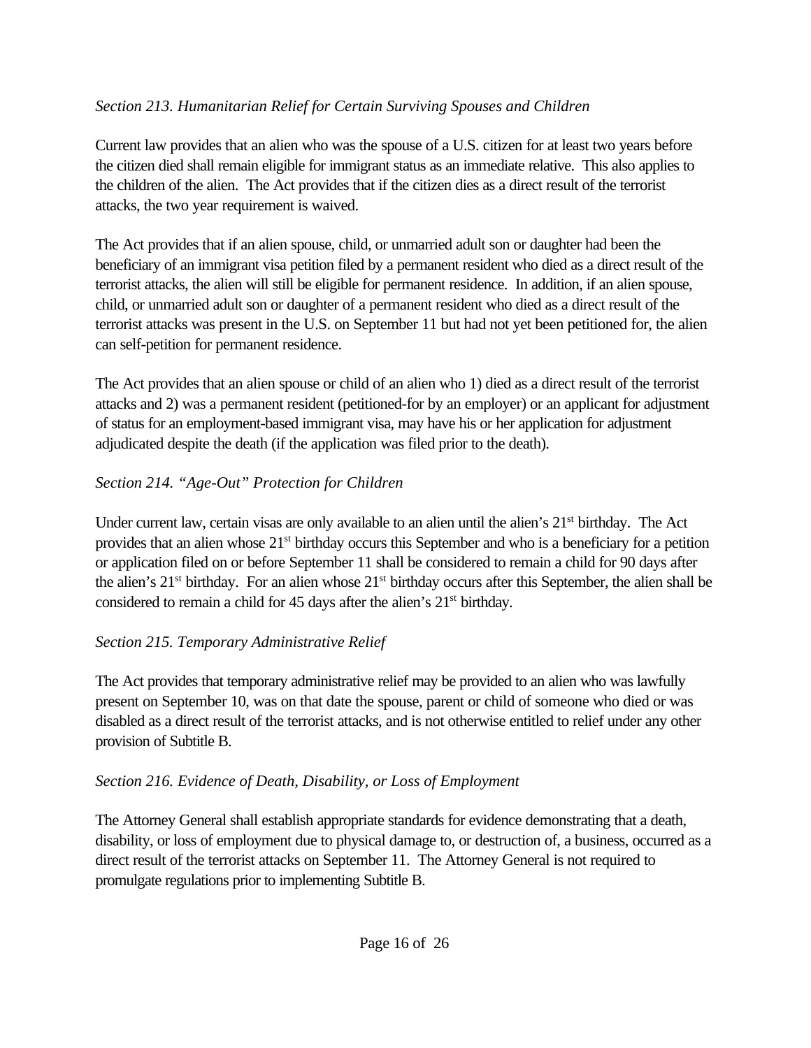*Section 213. Humanitarian Relief for Certain Surviving Spouses and Children*

Current law provides that an alien who was the spouse of a U.S. citizen for at least two years before the citizen died shall remain eligible for immigrant status as an immediate relative. This also applies to the children of the alien. The Act provides that if the citizen dies as a direct result of the terrorist attacks, the two year requirement is waived.

The Act provides that if an alien spouse, child, or unmarried adult son or daughter had been the beneficiary of an immigrant visa petition filed by a permanent resident who died as a direct result of the terrorist attacks, the alien will still be eligible for permanent residence. In addition, if an alien spouse, child, or unmarried adult son or daughter of a permanent resident who died as a direct result of the terrorist attacks was present in the U.S. on September 11 but had not yet been petitioned for, the alien can self-petition for permanent residence.

The Act provides that an alien spouse or child of an alien who 1) died as a direct result of the terrorist attacks and 2) was a permanent resident (petitioned-for by an employer) or an applicant for adjustment of status for an employment-based immigrant visa, may have his or her application for adjustment adjudicated despite the death (if the application was filed prior to the death).

*Section 214. "Age-Out" Protection for Children*

Under current law, certain visas are only available to an alien until the alien's 21st birthday. The Act provides that an alien whose 21st birthday occurs this September and who is a beneficiary for a petition or application filed on or before September 11 shall be considered to remain a child for 90 days after the alien's 21st birthday. For an alien whose 21st birthday occurs after this September, the alien shall be considered to remain a child for 45 days after the alien's 21st birthday.

*Section 215. Temporary Administrative Relief*

The Act provides that temporary administrative relief may be provided to an alien who was lawfully present on September 10, was on that date the spouse, parent or child of someone who died or was disabled as a direct result of the terrorist attacks, and is not otherwise entitled to relief under any other provision of Subtitle B.

*Section 216. Evidence of Death, Disability, or Loss of Employment*

The Attorney General shall establish appropriate standards for evidence demonstrating that a death, disability, or loss of employment due to physical damage to, or destruction of, a business, occurred as a direct result of the terrorist attacks on September 11. The Attorney General is not required to promulgate regulations prior to implementing Subtitle B.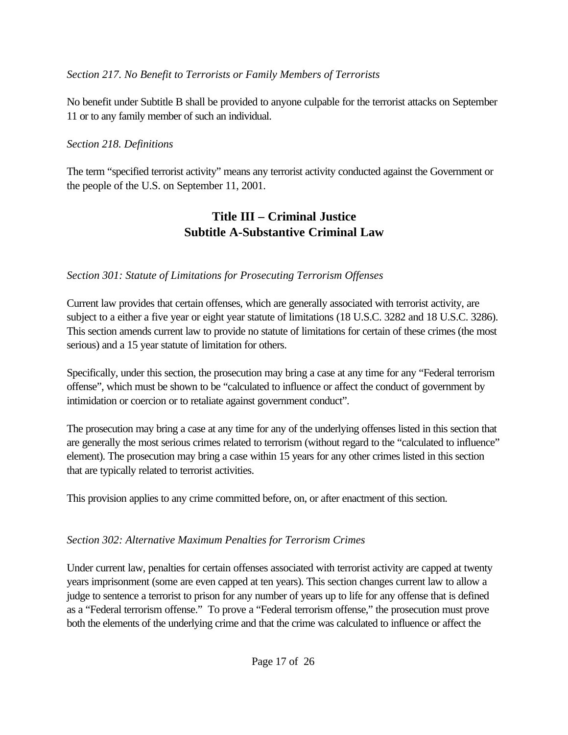*Section 217. No Benefit to Terrorists or Family Members of Terrorists*

No benefit under Subtitle B shall be provided to anyone culpable for the terrorist attacks on September 11 or to any family member of such an individual.

*Section 218. Definitions*

The term "specified terrorist activity" means any terrorist activity conducted against the Government or the people of the U.S. on September 11, 2001.

## Title III – Criminal Justice
## Subtitle A-Substantive Criminal Law

*Section 301: Statute of Limitations for Prosecuting Terrorism Offenses*

Current law provides that certain offenses, which are generally associated with terrorist activity, are subject to a either a five year or eight year statute of limitations (18 U.S.C. 3282 and 18 U.S.C. 3286). This section amends current law to provide no statute of limitations for certain of these crimes (the most serious) and a 15 year statute of limitation for others.

Specifically, under this section, the prosecution may bring a case at any time for any "Federal terrorism offense", which must be shown to be "calculated to influence or affect the conduct of government by intimidation or coercion or to retaliate against government conduct".

The prosecution may bring a case at any time for any of the underlying offenses listed in this section that are generally the most serious crimes related to terrorism (without regard to the "calculated to influence" element). The prosecution may bring a case within 15 years for any other crimes listed in this section that are typically related to terrorist activities.

This provision applies to any crime committed before, on, or after enactment of this section.

*Section 302: Alternative Maximum Penalties for Terrorism Crimes*

Under current law, penalties for certain offenses associated with terrorist activity are capped at twenty years imprisonment (some are even capped at ten years). This section changes current law to allow a judge to sentence a terrorist to prison for any number of years up to life for any offense that is defined as a "Federal terrorism offense." To prove a "Federal terrorism offense," the prosecution must prove both the elements of the underlying crime and that the crime was calculated to influence or affect the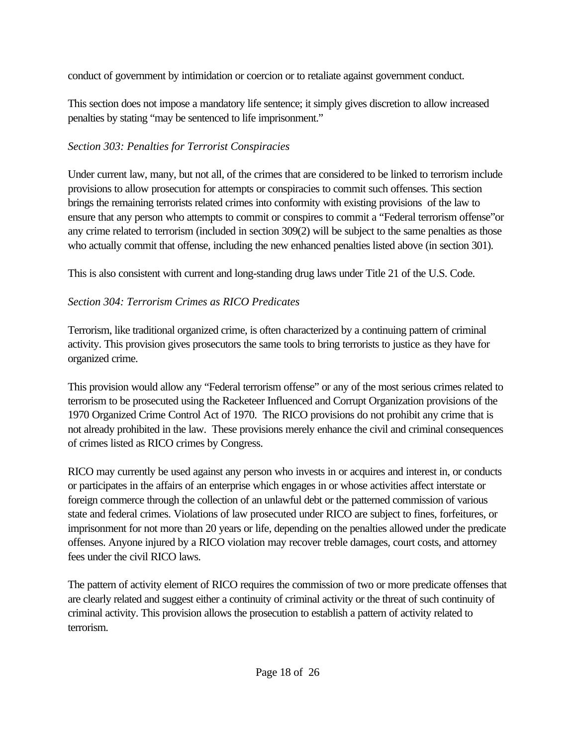conduct of government by intimidation or coercion or to retaliate against government conduct.

This section does not impose a mandatory life sentence; it simply gives discretion to allow increased penalties by stating "may be sentenced to life imprisonment."

*Section 303: Penalties for Terrorist Conspiracies*

Under current law, many, but not all, of the crimes that are considered to be linked to terrorism include provisions to allow prosecution for attempts or conspiracies to commit such offenses. This section brings the remaining terrorists related crimes into conformity with existing provisions of the law to ensure that any person who attempts to commit or conspires to commit a "Federal terrorism offense"or any crime related to terrorism (included in section 309(2) will be subject to the same penalties as those who actually commit that offense, including the new enhanced penalties listed above (in section 301).

This is also consistent with current and long-standing drug laws under Title 21 of the U.S. Code.

*Section 304: Terrorism Crimes as RICO Predicates*

Terrorism, like traditional organized crime, is often characterized by a continuing pattern of criminal activity. This provision gives prosecutors the same tools to bring terrorists to justice as they have for organized crime.

This provision would allow any "Federal terrorism offense" or any of the most serious crimes related to terrorism to be prosecuted using the Racketeer Influenced and Corrupt Organization provisions of the 1970 Organized Crime Control Act of 1970. The RICO provisions do not prohibit any crime that is not already prohibited in the law. These provisions merely enhance the civil and criminal consequences of crimes listed as RICO crimes by Congress.

RICO may currently be used against any person who invests in or acquires and interest in, or conducts or participates in the affairs of an enterprise which engages in or whose activities affect interstate or foreign commerce through the collection of an unlawful debt or the patterned commission of various state and federal crimes. Violations of law prosecuted under RICO are subject to fines, forfeitures, or imprisonment for not more than 20 years or life, depending on the penalties allowed under the predicate offenses. Anyone injured by a RICO violation may recover treble damages, court costs, and attorney fees under the civil RICO laws.

The pattern of activity element of RICO requires the commission of two or more predicate offenses that are clearly related and suggest either a continuity of criminal activity or the threat of such continuity of criminal activity. This provision allows the prosecution to establish a pattern of activity related to terrorism.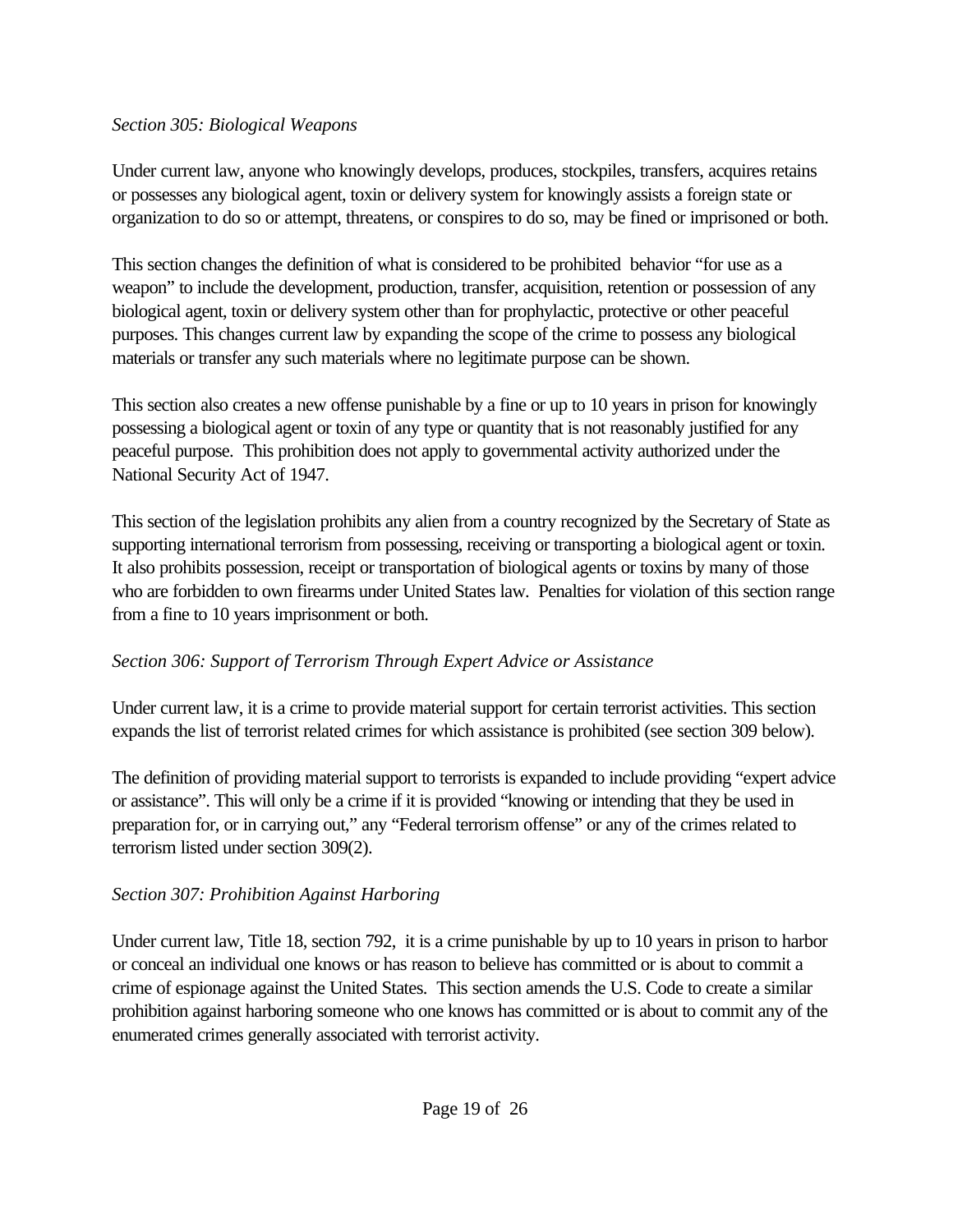*Section 305: Biological Weapons*

Under current law, anyone who knowingly develops, produces, stockpiles, transfers, acquires retains or possesses any biological agent, toxin or delivery system for knowingly assists a foreign state or organization to do so or attempt, threatens, or conspires to do so, may be fined or imprisoned or both.

This section changes the definition of what is considered to be prohibited behavior "for use as a weapon" to include the development, production, transfer, acquisition, retention or possession of any biological agent, toxin or delivery system other than for prophylactic, protective or other peaceful purposes. This changes current law by expanding the scope of the crime to possess any biological materials or transfer any such materials where no legitimate purpose can be shown.

This section also creates a new offense punishable by a fine or up to 10 years in prison for knowingly possessing a biological agent or toxin of any type or quantity that is not reasonably justified for any peaceful purpose. This prohibition does not apply to governmental activity authorized under the National Security Act of 1947.

This section of the legislation prohibits any alien from a country recognized by the Secretary of State as supporting international terrorism from possessing, receiving or transporting a biological agent or toxin. It also prohibits possession, receipt or transportation of biological agents or toxins by many of those who are forbidden to own firearms under United States law. Penalties for violation of this section range from a fine to 10 years imprisonment or both.

*Section 306: Support of Terrorism Through Expert Advice or Assistance*

Under current law, it is a crime to provide material support for certain terrorist activities. This section expands the list of terrorist related crimes for which assistance is prohibited (see section 309 below).

The definition of providing material support to terrorists is expanded to include providing "expert advice or assistance". This will only be a crime if it is provided "knowing or intending that they be used in preparation for, or in carrying out," any "Federal terrorism offense" or any of the crimes related to terrorism listed under section 309(2).

*Section 307: Prohibition Against Harboring*

Under current law, Title 18, section 792, it is a crime punishable by up to 10 years in prison to harbor or conceal an individual one knows or has reason to believe has committed or is about to commit a crime of espionage against the United States. This section amends the U.S. Code to create a similar prohibition against harboring someone who one knows has committed or is about to commit any of the enumerated crimes generally associated with terrorist activity.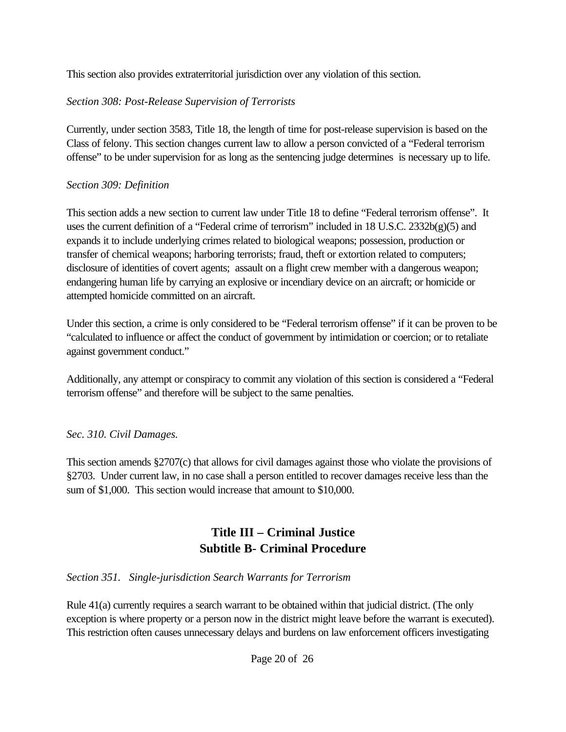This section also provides extraterritorial jurisdiction over any violation of this section.

*Section 308: Post-Release Supervision of Terrorists*

Currently, under section 3583, Title 18, the length of time for post-release supervision is based on the Class of felony. This section changes current law to allow a person convicted of a "Federal terrorism offense" to be under supervision for as long as the sentencing judge determines is necessary up to life.

*Section 309: Definition*

This section adds a new section to current law under Title 18 to define "Federal terrorism offense". It uses the current definition of a "Federal crime of terrorism" included in 18 U.S.C. 2332b(g)(5) and expands it to include underlying crimes related to biological weapons; possession, production or transfer of chemical weapons; harboring terrorists; fraud, theft or extortion related to computers; disclosure of identities of covert agents; assault on a flight crew member with a dangerous weapon; endangering human life by carrying an explosive or incendiary device on an aircraft; or homicide or attempted homicide committed on an aircraft.

Under this section, a crime is only considered to be "Federal terrorism offense" if it can be proven to be "calculated to influence or affect the conduct of government by intimidation or coercion; or to retaliate against government conduct."

Additionally, any attempt or conspiracy to commit any violation of this section is considered a "Federal terrorism offense" and therefore will be subject to the same penalties.

*Sec. 310. Civil Damages.*

This section amends §2707(c) that allows for civil damages against those who violate the provisions of §2703. Under current law, in no case shall a person entitled to recover damages receive less than the sum of $1,000. This section would increase that amount to $10,000.

## Title III – Criminal Justice
## Subtitle B- Criminal Procedure

*Section 351. Single-jurisdiction Search Warrants for Terrorism*

Rule 41(a) currently requires a search warrant to be obtained within that judicial district. (The only exception is where property or a person now in the district might leave before the warrant is executed). This restriction often causes unnecessary delays and burdens on law enforcement officers investigating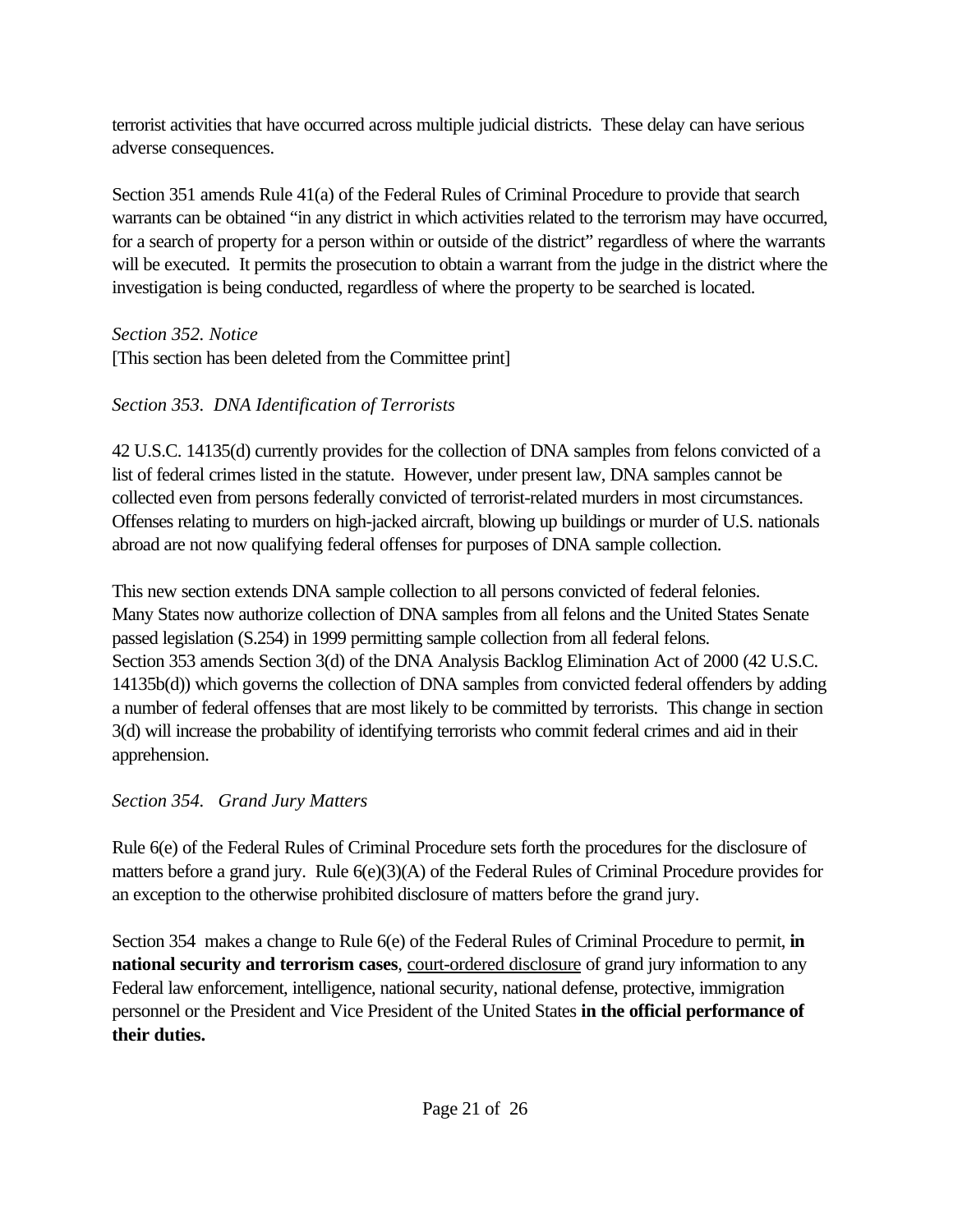terrorist activities that have occurred across multiple judicial districts. These delay can have serious adverse consequences.

Section 351 amends Rule 41(a) of the Federal Rules of Criminal Procedure to provide that search warrants can be obtained "in any district in which activities related to the terrorism may have occurred, for a search of property for a person within or outside of the district" regardless of where the warrants will be executed. It permits the prosecution to obtain a warrant from the judge in the district where the investigation is being conducted, regardless of where the property to be searched is located.

*Section 352. Notice*

[This section has been deleted from the Committee print]

*Section 353. DNA Identification of Terrorists*

42 U.S.C. 14135(d) currently provides for the collection of DNA samples from felons convicted of a list of federal crimes listed in the statute. However, under present law, DNA samples cannot be collected even from persons federally convicted of terrorist-related murders in most circumstances. Offenses relating to murders on high-jacked aircraft, blowing up buildings or murder of U.S. nationals abroad are not now qualifying federal offenses for purposes of DNA sample collection.

This new section extends DNA sample collection to all persons convicted of federal felonies. Many States now authorize collection of DNA samples from all felons and the United States Senate passed legislation (S.254) in 1999 permitting sample collection from all federal felons. Section 353 amends Section 3(d) of the DNA Analysis Backlog Elimination Act of 2000 (42 U.S.C. 14135b(d)) which governs the collection of DNA samples from convicted federal offenders by adding a number of federal offenses that are most likely to be committed by terrorists. This change in section 3(d) will increase the probability of identifying terrorists who commit federal crimes and aid in their apprehension.

*Section 354. Grand Jury Matters*

Rule 6(e) of the Federal Rules of Criminal Procedure sets forth the procedures for the disclosure of matters before a grand jury. Rule 6(e)(3)(A) of the Federal Rules of Criminal Procedure provides for an exception to the otherwise prohibited disclosure of matters before the grand jury.

Section 354 makes a change to Rule 6(e) of the Federal Rules of Criminal Procedure to permit, **in national security and terrorism cases**, <u>court-ordered disclosure</u> of grand jury information to any Federal law enforcement, intelligence, national security, national defense, protective, immigration personnel or the President and Vice President of the United States **in the official performance of their duties.**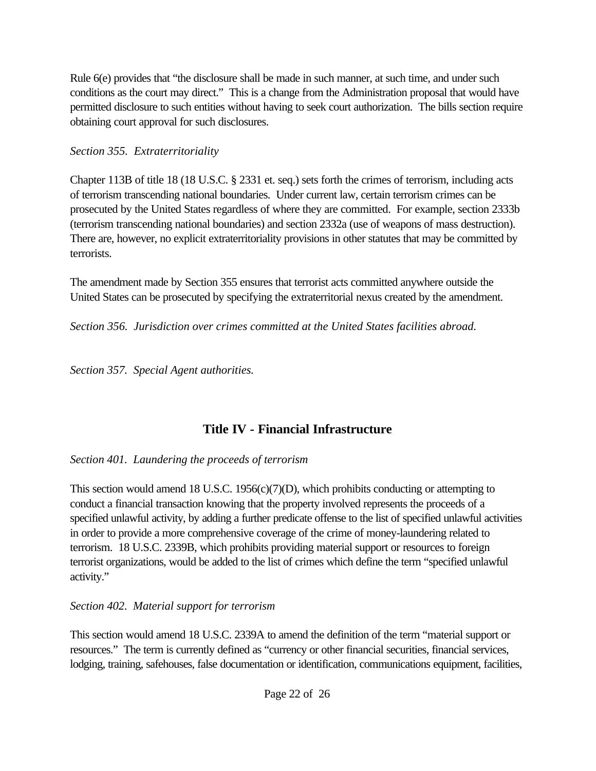Rule 6(e) provides that "the disclosure shall be made in such manner, at such time, and under such conditions as the court may direct." This is a change from the Administration proposal that would have permitted disclosure to such entities without having to seek court authorization. The bills section require obtaining court approval for such disclosures.

*Section 355. Extraterritoriality*

Chapter 113B of title 18 (18 U.S.C. § 2331 et. seq.) sets forth the crimes of terrorism, including acts of terrorism transcending national boundaries. Under current law, certain terrorism crimes can be prosecuted by the United States regardless of where they are committed. For example, section 2333b (terrorism transcending national boundaries) and section 2332a (use of weapons of mass destruction). There are, however, no explicit extraterritoriality provisions in other statutes that may be committed by terrorists.

The amendment made by Section 355 ensures that terrorist acts committed anywhere outside the United States can be prosecuted by specifying the extraterritorial nexus created by the amendment.

*Section 356. Jurisdiction over crimes committed at the United States facilities abroad.*

*Section 357. Special Agent authorities.*

## Title IV - Financial Infrastructure

*Section 401. Laundering the proceeds of terrorism*

This section would amend 18 U.S.C. 1956(c)(7)(D), which prohibits conducting or attempting to conduct a financial transaction knowing that the property involved represents the proceeds of a specified unlawful activity, by adding a further predicate offense to the list of specified unlawful activities in order to provide a more comprehensive coverage of the crime of money-laundering related to terrorism. 18 U.S.C. 2339B, which prohibits providing material support or resources to foreign terrorist organizations, would be added to the list of crimes which define the term "specified unlawful activity."

*Section 402. Material support for terrorism*

This section would amend 18 U.S.C. 2339A to amend the definition of the term "material support or resources." The term is currently defined as "currency or other financial securities, financial services, lodging, training, safehouses, false documentation or identification, communications equipment, facilities,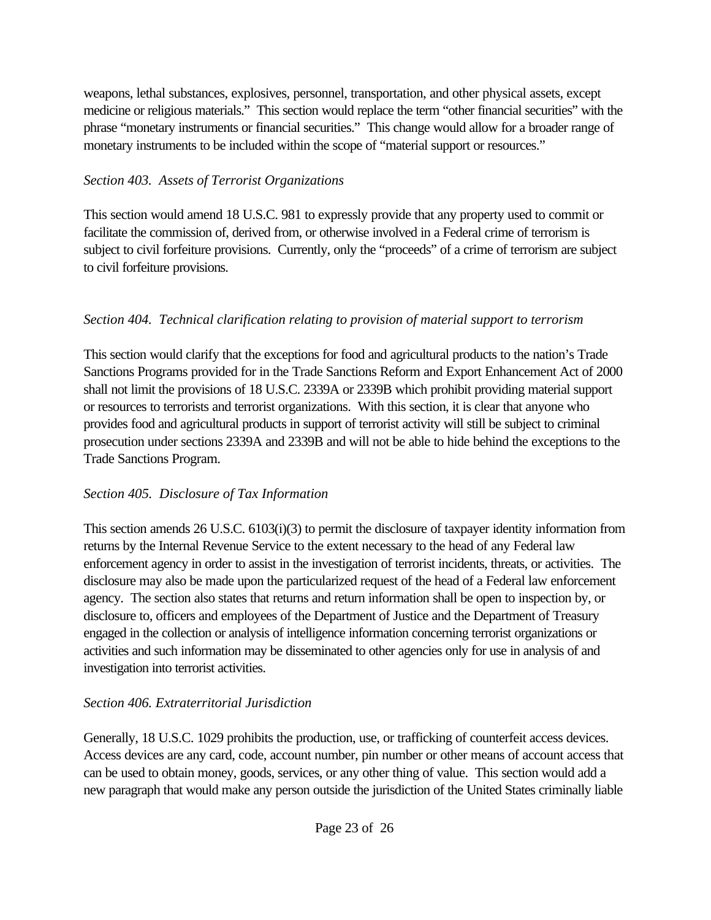weapons, lethal substances, explosives, personnel, transportation, and other physical assets, except medicine or religious materials." This section would replace the term "other financial securities" with the phrase "monetary instruments or financial securities." This change would allow for a broader range of monetary instruments to be included within the scope of "material support or resources."

*Section 403. Assets of Terrorist Organizations*

This section would amend 18 U.S.C. 981 to expressly provide that any property used to commit or facilitate the commission of, derived from, or otherwise involved in a Federal crime of terrorism is subject to civil forfeiture provisions. Currently, only the "proceeds" of a crime of terrorism are subject to civil forfeiture provisions.

*Section 404. Technical clarification relating to provision of material support to terrorism*

This section would clarify that the exceptions for food and agricultural products to the nation's Trade Sanctions Programs provided for in the Trade Sanctions Reform and Export Enhancement Act of 2000 shall not limit the provisions of 18 U.S.C. 2339A or 2339B which prohibit providing material support or resources to terrorists and terrorist organizations. With this section, it is clear that anyone who provides food and agricultural products in support of terrorist activity will still be subject to criminal prosecution under sections 2339A and 2339B and will not be able to hide behind the exceptions to the Trade Sanctions Program.

*Section 405. Disclosure of Tax Information*

This section amends 26 U.S.C. 6103(i)(3) to permit the disclosure of taxpayer identity information from returns by the Internal Revenue Service to the extent necessary to the head of any Federal law enforcement agency in order to assist in the investigation of terrorist incidents, threats, or activities. The disclosure may also be made upon the particularized request of the head of a Federal law enforcement agency. The section also states that returns and return information shall be open to inspection by, or disclosure to, officers and employees of the Department of Justice and the Department of Treasury engaged in the collection or analysis of intelligence information concerning terrorist organizations or activities and such information may be disseminated to other agencies only for use in analysis of and investigation into terrorist activities.

*Section 406. Extraterritorial Jurisdiction*

Generally, 18 U.S.C. 1029 prohibits the production, use, or trafficking of counterfeit access devices. Access devices are any card, code, account number, pin number or other means of account access that can be used to obtain money, goods, services, or any other thing of value. This section would add a new paragraph that would make any person outside the jurisdiction of the United States criminally liable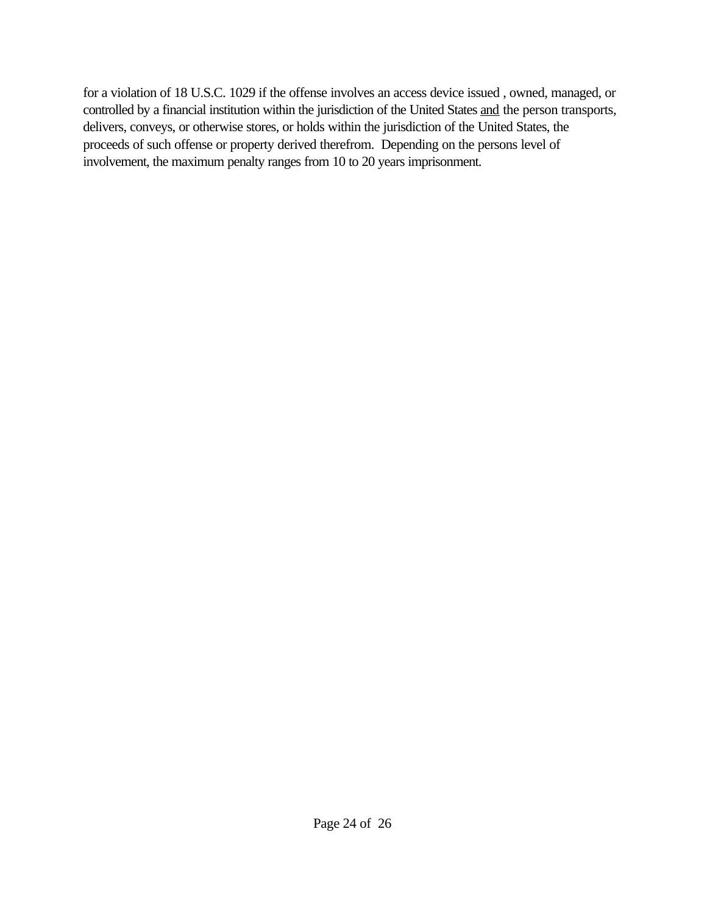for a violation of 18 U.S.C. 1029 if the offense involves an access device issued , owned, managed, or controlled by a financial institution within the jurisdiction of the United States <u>and</u> the person transports, delivers, conveys, or otherwise stores, or holds within the jurisdiction of the United States, the proceeds of such offense or property derived therefrom. Depending on the persons level of involvement, the maximum penalty ranges from 10 to 20 years imprisonment.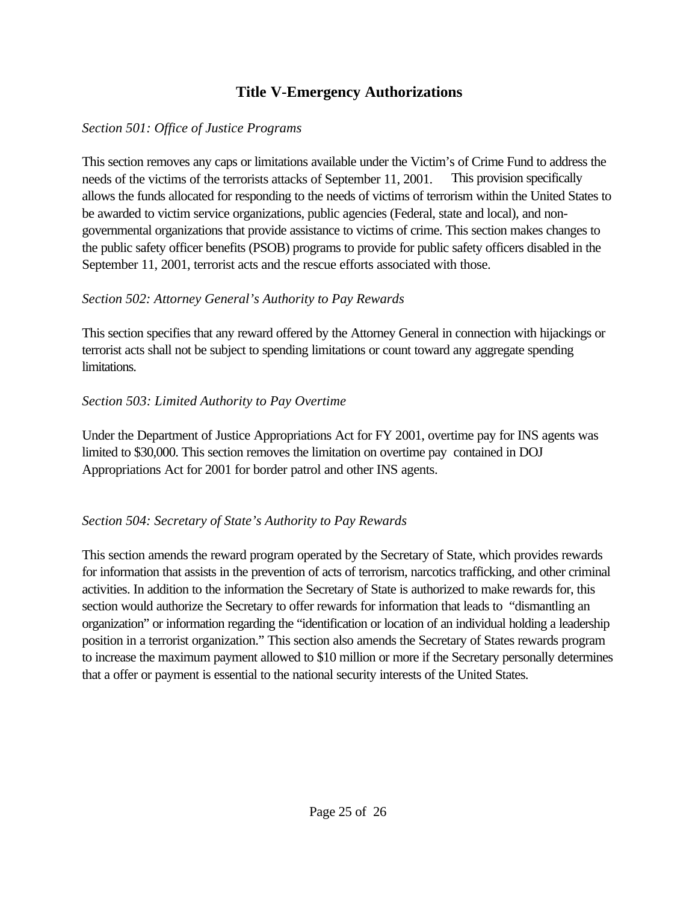## Title V-Emergency Authorizations

*Section 501: Office of Justice Programs*

This section removes any caps or limitations available under the Victim's of Crime Fund to address the needs of the victims of the terrorists attacks of September 11, 2001. This provision specifically allows the funds allocated for responding to the needs of victims of terrorism within the United States to be awarded to victim service organizations, public agencies (Federal, state and local), and non-governmental organizations that provide assistance to victims of crime. This section makes changes to the public safety officer benefits (PSOB) programs to provide for public safety officers disabled in the September 11, 2001, terrorist acts and the rescue efforts associated with those.

*Section 502: Attorney General's Authority to Pay Rewards*

This section specifies that any reward offered by the Attorney General in connection with hijackings or terrorist acts shall not be subject to spending limitations or count toward any aggregate spending limitations.

*Section 503: Limited Authority to Pay Overtime*

Under the Department of Justice Appropriations Act for FY 2001, overtime pay for INS agents was limited to $30,000. This section removes the limitation on overtime pay contained in DOJ Appropriations Act for 2001 for border patrol and other INS agents.

*Section 504: Secretary of State's Authority to Pay Rewards*

This section amends the reward program operated by the Secretary of State, which provides rewards for information that assists in the prevention of acts of terrorism, narcotics trafficking, and other criminal activities. In addition to the information the Secretary of State is authorized to make rewards for, this section would authorize the Secretary to offer rewards for information that leads to "dismantling an organization" or information regarding the "identification or location of an individual holding a leadership position in a terrorist organization." This section also amends the Secretary of States rewards program to increase the maximum payment allowed to $10 million or more if the Secretary personally determines that a offer or payment is essential to the national security interests of the United States.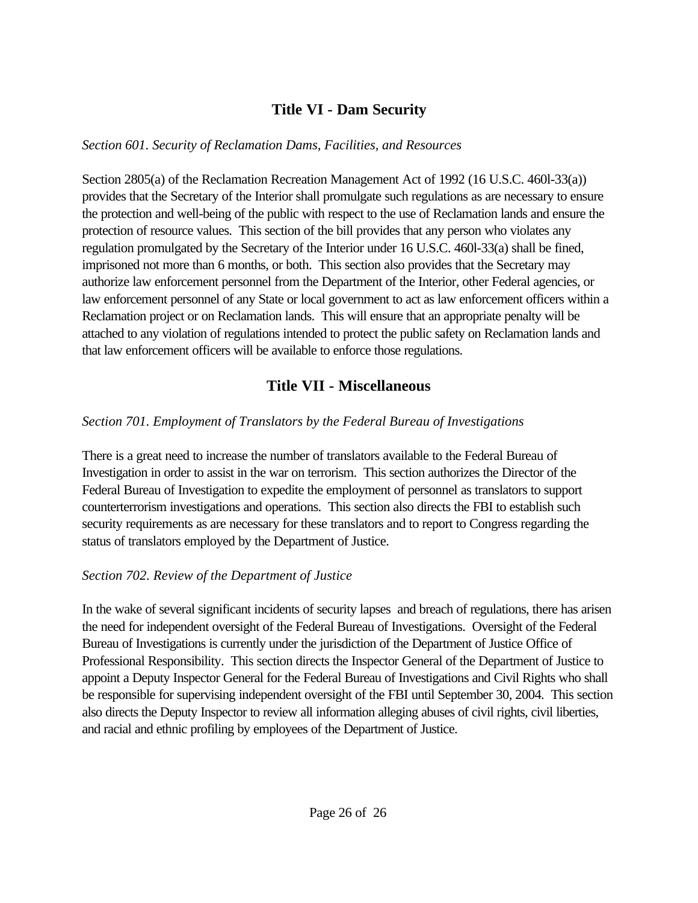## Title VI - Dam Security

*Section 601. Security of Reclamation Dams, Facilities, and Resources*

Section 2805(a) of the Reclamation Recreation Management Act of 1992 (16 U.S.C. 460l-33(a)) provides that the Secretary of the Interior shall promulgate such regulations as are necessary to ensure the protection and well-being of the public with respect to the use of Reclamation lands and ensure the protection of resource values. This section of the bill provides that any person who violates any regulation promulgated by the Secretary of the Interior under 16 U.S.C. 460l-33(a) shall be fined, imprisoned not more than 6 months, or both. This section also provides that the Secretary may authorize law enforcement personnel from the Department of the Interior, other Federal agencies, or law enforcement personnel of any State or local government to act as law enforcement officers within a Reclamation project or on Reclamation lands. This will ensure that an appropriate penalty will be attached to any violation of regulations intended to protect the public safety on Reclamation lands and that law enforcement officers will be available to enforce those regulations.

## Title VII - Miscellaneous

*Section 701. Employment of Translators by the Federal Bureau of Investigations*

There is a great need to increase the number of translators available to the Federal Bureau of Investigation in order to assist in the war on terrorism. This section authorizes the Director of the Federal Bureau of Investigation to expedite the employment of personnel as translators to support counterterrorism investigations and operations. This section also directs the FBI to establish such security requirements as are necessary for these translators and to report to Congress regarding the status of translators employed by the Department of Justice.

*Section 702. Review of the Department of Justice*

In the wake of several significant incidents of security lapses and breach of regulations, there has arisen the need for independent oversight of the Federal Bureau of Investigations. Oversight of the Federal Bureau of Investigations is currently under the jurisdiction of the Department of Justice Office of Professional Responsibility. This section directs the Inspector General of the Department of Justice to appoint a Deputy Inspector General for the Federal Bureau of Investigations and Civil Rights who shall be responsible for supervising independent oversight of the FBI until September 30, 2004. This section also directs the Deputy Inspector to review all information alleging abuses of civil rights, civil liberties, and racial and ethnic profiling by employees of the Department of Justice.